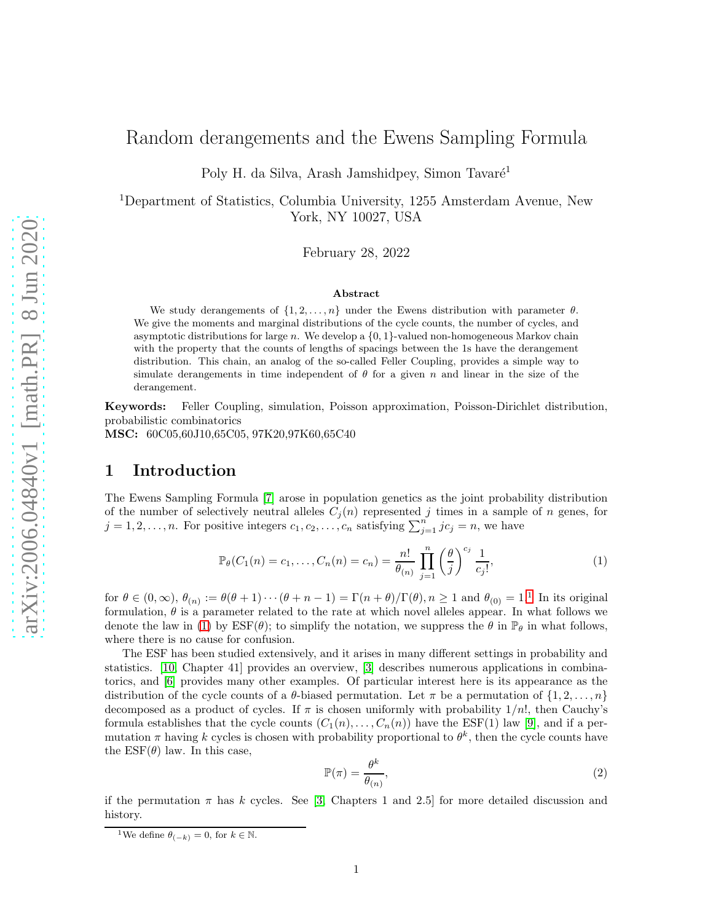# Random derangements and the Ewens Sampling Formula

Poly H. da Silva, Arash Jamshidpey, Simon Tavaré[1]

[1]Department of Statistics, Columbia University, 1255 Amsterdam Avenue, New York, NY 10027, USA

February 28, 2022

### Abstract

We study derangements of $\{1, 2, \ldots, n\}$ under the Ewens distribution with parameter $\theta$. We give the moments and marginal distributions of the cycle counts, the number of cycles, and asymptotic distributions for large $n$. We develop a $\{0, 1\}$-valued non-homogeneous Markov chain with the property that the counts of lengths of spacings between the 1s have the derangement distribution. This chain, an analog of the so-called Feller Coupling, provides a simple way to simulate derangements in time independent of $\theta$ for a given $n$ and linear in the size of the derangement.

**Keywords:** Feller Coupling, simulation, Poisson approximation, Poisson-Dirichlet distribution, probabilistic combinatorics

**MSC:** 60C05,60J10,65C05, 97K20,97K60,65C40

## 1 Introduction

The Ewens Sampling Formula [7] arose in population genetics as the joint probability distribution of the number of selectively neutral alleles $C_j(n)$ represented $j$ times in a sample of $n$ genes, for $j = 1, 2, \ldots, n$. For positive integers $c_1, c_2, \ldots, c_n$ satisfying $\sum_{j=1}^{n} jc_j = n$, we have

$$\mathbb{P}_\theta(C_1(n) = c_1, \ldots, C_n(n) = c_n) = \frac{n!}{\theta_{(n)}} \prod_{j=1}^{n} \left(\frac{\theta}{j}\right)^{c_j} \frac{1}{c_j!}, \tag{1}$$

for $\theta \in (0, \infty)$, $\theta_{(n)} := \theta(\theta + 1) \cdots (\theta + n - 1) = \Gamma(n + \theta)/\Gamma(\theta), n \geq 1$ and $\theta_{(0)} = 1$.[1] In its original formulation, $\theta$ is a parameter related to the rate at which novel alleles appear. In what follows we denote the law in (1) by ESF($\theta$); to simplify the notation, we suppress the $\theta$ in $\mathbb{P}_\theta$ in what follows, where there is no cause for confusion.

The ESF has been studied extensively, and it arises in many different settings in probability and statistics. [10, Chapter 41] provides an overview, [3] describes numerous applications in combinatorics, and [6] provides many other examples. Of particular interest here is its appearance as the distribution of the cycle counts of a $\theta$-biased permutation. Let $\pi$ be a permutation of $\{1, 2, \ldots, n\}$ decomposed as a product of cycles. If $\pi$ is chosen uniformly with probability $1/n!$, then Cauchy's formula establishes that the cycle counts $(C_1(n), \ldots, C_n(n))$ have the ESF(1) law [9], and if a permutation $\pi$ having $k$ cycles is chosen with probability proportional to $\theta^k$, then the cycle counts have the ESF($\theta$) law. In this case,

$$\mathbb{P}(\pi) = \frac{\theta^k}{\theta_{(n)}}, \tag{2}$$

if the permutation $\pi$ has $k$ cycles. See [3, Chapters 1 and 2.5] for more detailed discussion and history.

[1]We define $\theta_{(-k)} = 0$, for $k \in \mathbb{N}$.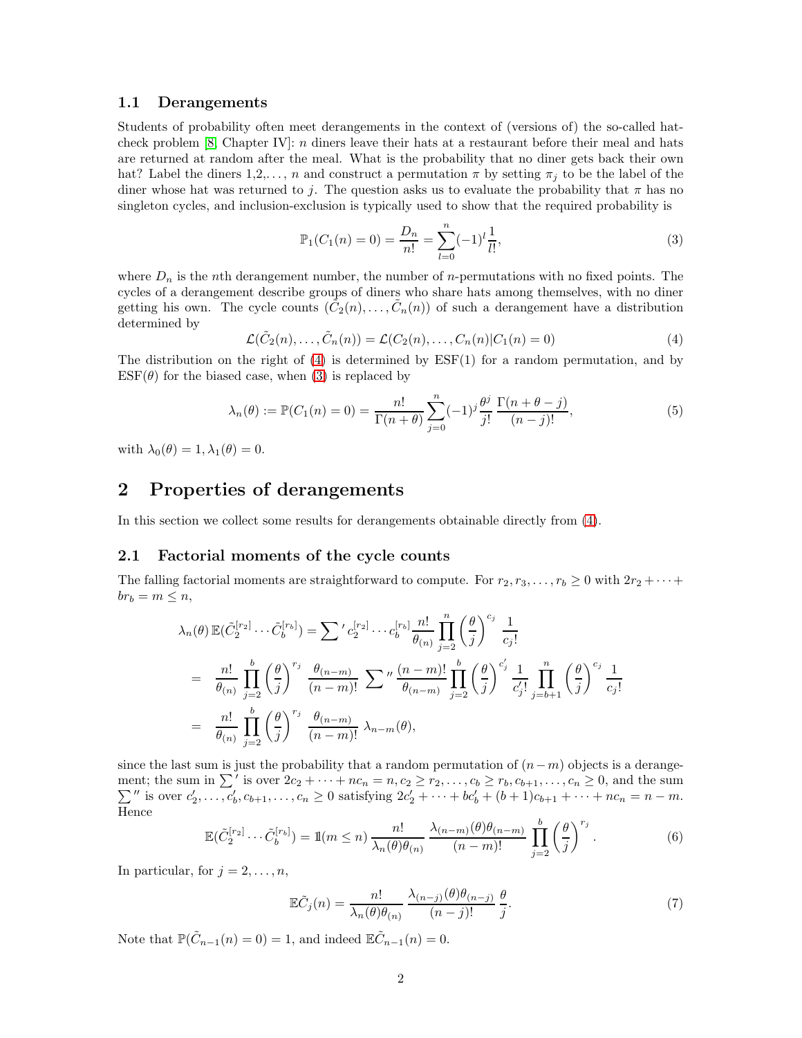### 1.1 Derangements

Students of probability often meet derangements in the context of (versions of) the so-called hat-check problem [8, Chapter IV]: $n$ diners leave their hats at a restaurant before their meal and hats are returned at random after the meal. What is the probability that no diner gets back their own hat? Label the diners 1,2,..., $n$ and construct a permutation $\pi$ by setting $\pi_j$ to be the label of the diner whose hat was returned to $j$. The question asks us to evaluate the probability that $\pi$ has no singleton cycles, and inclusion-exclusion is typically used to show that the required probability is

$$\mathbb{P}_1(C_1(n) = 0) = \frac{D_n}{n!} = \sum_{l=0}^{n} (-1)^l \frac{1}{l!}, \tag{3}$$

where $D_n$ is the $n$th derangement number, the number of $n$-permutations with no fixed points. The cycles of a derangement describe groups of diners who share hats among themselves, with no diner getting his own. The cycle counts $(\tilde{C}_2(n), \ldots, \tilde{C}_n(n))$ of such a derangement have a distribution determined by

$$\mathcal{L}(\tilde{C}_2(n), \ldots, \tilde{C}_n(n)) = \mathcal{L}(C_2(n), \ldots, C_n(n) | C_1(n) = 0) \tag{4}$$

The distribution on the right of (4) is determined by ESF(1) for a random permutation, and by ESF($\theta$) for the biased case, when (3) is replaced by

$$\lambda_n(\theta) := \mathbb{P}(C_1(n) = 0) = \frac{n!}{\Gamma(n+\theta)} \sum_{j=0}^{n} (-1)^j \frac{\theta^j}{j!} \frac{\Gamma(n+\theta-j)}{(n-j)!}, \tag{5}$$

with $\lambda_0(\theta) = 1, \lambda_1(\theta) = 0$.

## 2 Properties of derangements

In this section we collect some results for derangements obtainable directly from (4).

### 2.1 Factorial moments of the cycle counts

The falling factorial moments are straightforward to compute. For $r_2, r_3, \ldots, r_b \geq 0$ with $2r_2 + \cdots + br_b = m \leq n$,

$$\begin{aligned}
\lambda_n(\theta)\, \mathbb{E}(\tilde{C}_2^{[r_2]} \cdots \tilde{C}_b^{[r_b]}) &= \sum{}' c_2^{[r_2]} \cdots c_b^{[r_b]} \frac{n!}{\theta_{(n)}} \prod_{j=2}^{n} \left(\frac{\theta}{j}\right)^{c_j} \frac{1}{c_j!} \\
&= \frac{n!}{\theta_{(n)}} \prod_{j=2}^{b} \left(\frac{\theta}{j}\right)^{r_j} \frac{\theta_{(n-m)}}{(n-m)!} \sum{}'' \frac{(n-m)!}{\theta_{(n-m)}} \prod_{j=2}^{b} \left(\frac{\theta}{j}\right)^{c'_j} \frac{1}{c'_j!} \prod_{j=b+1}^{n} \left(\frac{\theta}{j}\right)^{c_j} \frac{1}{c_j!} \\
&= \frac{n!}{\theta_{(n)}} \prod_{j=2}^{b} \left(\frac{\theta}{j}\right)^{r_j} \frac{\theta_{(n-m)}}{(n-m)!} \lambda_{n-m}(\theta),
\end{aligned}$$

since the last sum is just the probability that a random permutation of $(n-m)$ objects is a derangement; the sum in $\sum'$ is over $2c_2 + \cdots + nc_n = n, c_2 \geq r_2, \ldots, c_b \geq r_b, c_{b+1}, \ldots, c_n \geq 0$, and the sum $\sum''$ is over $c'_2, \ldots, c'_b, c_{b+1}, \ldots, c_n \geq 0$ satisfying $2c'_2 + \cdots + bc'_b + (b+1)c_{b+1} + \cdots + nc_n = n - m$. Hence

$$\mathbb{E}(\tilde{C}_2^{[r_2]} \cdots \tilde{C}_b^{[r_b]}) = \mathbb{1}(m \leq n) \frac{n!}{\lambda_n(\theta)\theta_{(n)}} \frac{\lambda_{(n-m)}(\theta)\theta_{(n-m)}}{(n-m)!} \prod_{j=2}^{b} \left(\frac{\theta}{j}\right)^{r_j}. \tag{6}$$

In particular, for $j = 2, \ldots, n$,

$$\mathbb{E}\tilde{C}_j(n) = \frac{n!}{\lambda_n(\theta)\theta_{(n)}} \frac{\lambda_{(n-j)}(\theta)\theta_{(n-j)}}{(n-j)!} \frac{\theta}{j}. \tag{7}$$

Note that $\mathbb{P}(\tilde{C}_{n-1}(n) = 0) = 1$, and indeed $\mathbb{E}\tilde{C}_{n-1}(n) = 0$.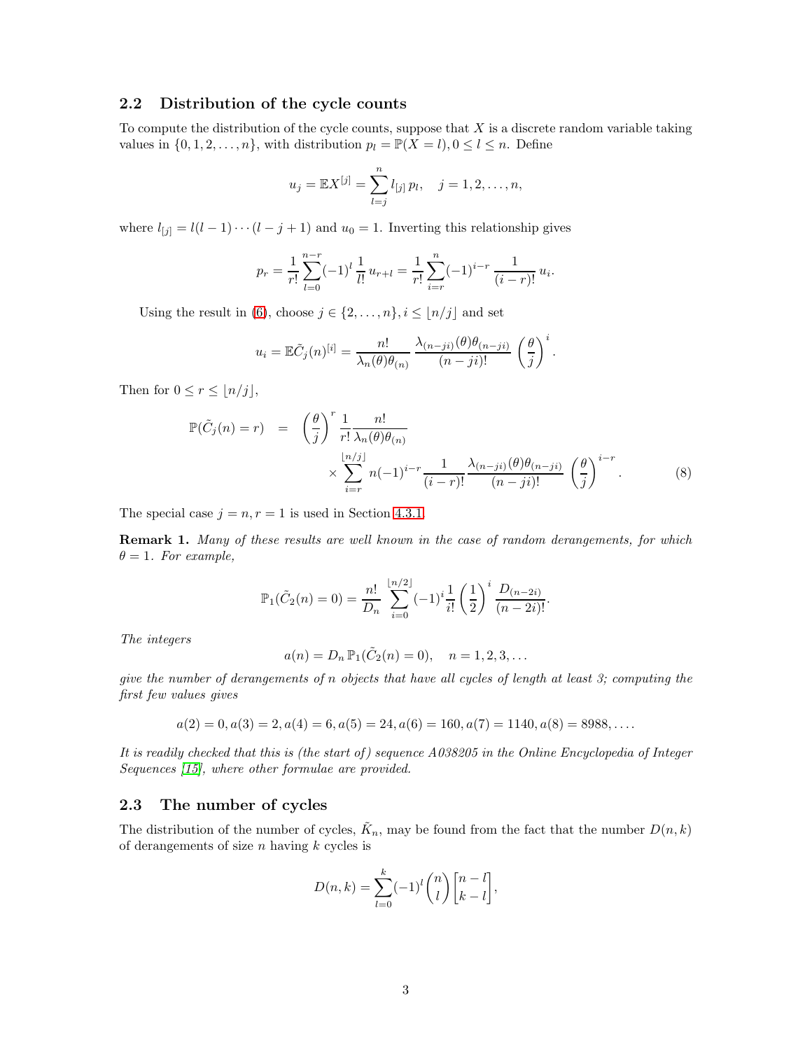### 2.2 Distribution of the cycle counts

To compute the distribution of the cycle counts, suppose that $X$ is a discrete random variable taking values in $\{0, 1, 2, \ldots, n\}$, with distribution $p_l = \mathbb{P}(X = l), 0 \le l \le n$. Define

$$u_j = \mathbb{E}X^{[j]} = \sum_{l=j}^{n} l_{[j]}\, p_l, \quad j = 1, 2, \ldots, n,$$

where $l_{[j]} = l(l-1)\cdots(l-j+1)$ and $u_0 = 1$. Inverting this relationship gives

$$p_r = \frac{1}{r!}\sum_{l=0}^{n-r}(-1)^l \frac{1}{l!}\, u_{r+l} = \frac{1}{r!}\sum_{i=r}^{n}(-1)^{i-r}\frac{1}{(i-r)!}\, u_i.$$

Using the result in (6), choose $j \in \{2, \ldots, n\}, i \le \lfloor n/j \rfloor$ and set

$$u_i = \mathbb{E}\tilde{C}_j(n)^{[i]} = \frac{n!}{\lambda_n(\theta)\theta_{(n)}}\, \frac{\lambda_{(n-ji)}(\theta)\theta_{(n-ji)}}{(n-ji)!}\, \left(\frac{\theta}{j}\right)^i.$$

Then for $0 \le r \le \lfloor n/j \rfloor$,

$$\begin{aligned}\mathbb{P}(\tilde{C}_j(n) = r) &= \left(\frac{\theta}{j}\right)^r \frac{1}{r!}\frac{n!}{\lambda_n(\theta)\theta_{(n)}} \\ &\qquad \times \sum_{i=r}^{\lfloor n/j \rfloor} n(-1)^{i-r}\frac{1}{(i-r)!}\frac{\lambda_{(n-ji)}(\theta)\theta_{(n-ji)}}{(n-ji)!}\, \left(\frac{\theta}{j}\right)^{i-r}. \end{aligned} \tag{8}$$

The special case $j = n, r = 1$ is used in Section 4.3.1.

**Remark 1.** *Many of these results are well known in the case of random derangements, for which* $\theta = 1$. *For example,*

$$\mathbb{P}_1(\tilde{C}_2(n) = 0) = \frac{n!}{D_n}\sum_{i=0}^{\lfloor n/2 \rfloor}(-1)^i \frac{1}{i!}\left(\frac{1}{2}\right)^i \frac{D_{(n-2i)}}{(n-2i)!}.$$

*The integers*

$$a(n) = D_n\, \mathbb{P}_1(\tilde{C}_2(n) = 0), \quad n = 1, 2, 3, \ldots$$

*give the number of derangements of* $n$ *objects that have all cycles of length at least 3; computing the first few values gives*

$$a(2) = 0, a(3) = 2, a(4) = 6, a(5) = 24, a(6) = 160, a(7) = 1140, a(8) = 8988, \ldots.$$

*It is readily checked that this is (the start of) sequence A038205 in the Online Encyclopedia of Integer Sequences [15], where other formulae are provided.*

### 2.3 The number of cycles

The distribution of the number of cycles, $\tilde{K}_n$, may be found from the fact that the number $D(n, k)$ of derangements of size $n$ having $k$ cycles is

$$D(n, k) = \sum_{l=0}^{k}(-1)^l \binom{n}{l}\begin{bmatrix} n-l \\ k-l \end{bmatrix},$$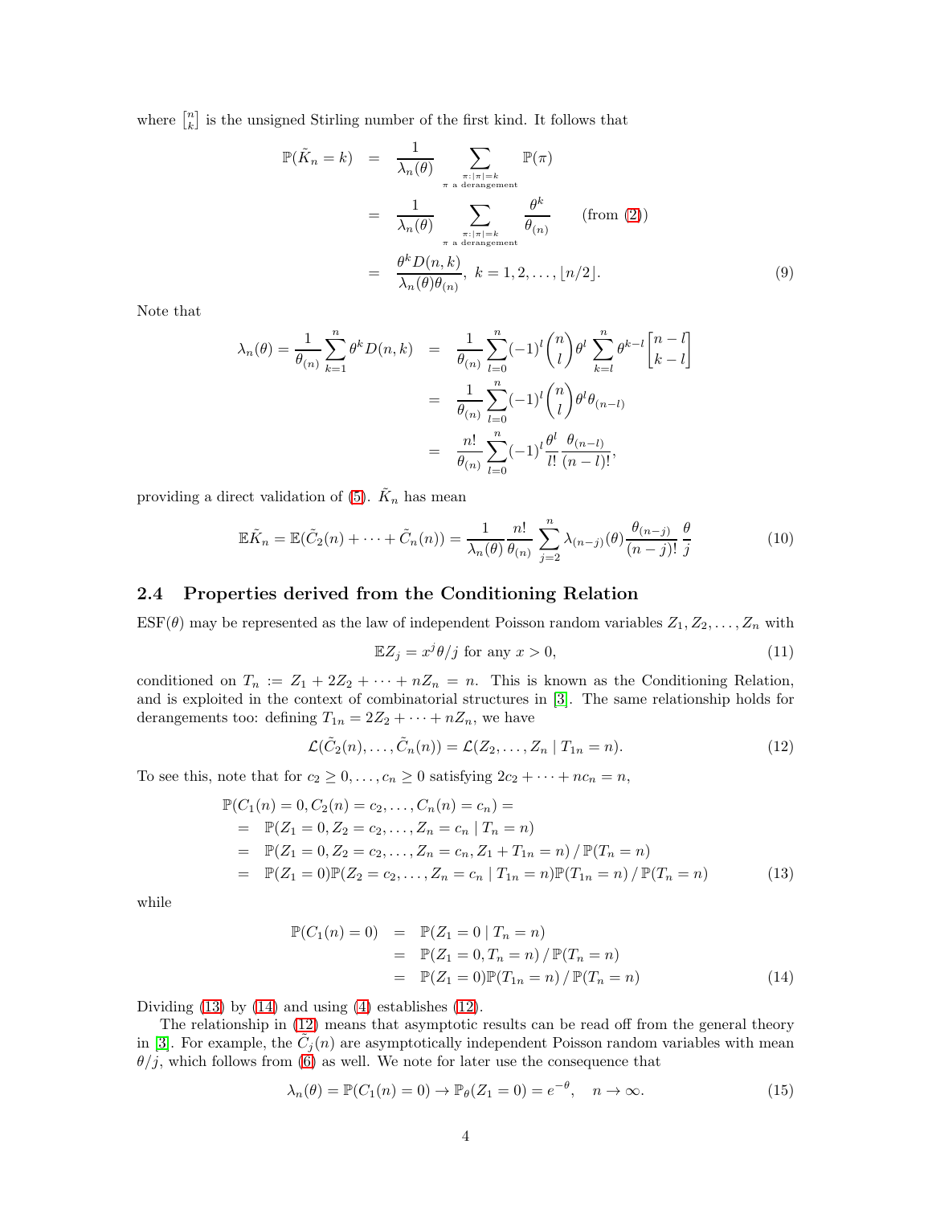where $\left[{n \atop k}\right]$ is the unsigned Stirling number of the first kind. It follows that

$$
\begin{aligned}
\mathbb{P}(\tilde{K}_n = k) &= \frac{1}{\lambda_n(\theta)} \sum_{\substack{\pi : |\pi| = k \\ \pi \text{ a derangement}}} \mathbb{P}(\pi) \\
&= \frac{1}{\lambda_n(\theta)} \sum_{\substack{\pi : |\pi| = k \\ \pi \text{ a derangement}}} \frac{\theta^k}{\theta_{(n)}} \qquad \text{(from (2))} \\
&= \frac{\theta^k D(n,k)}{\lambda_n(\theta)\theta_{(n)}}, \; k = 1, 2, \ldots, \lfloor n/2 \rfloor. \qquad (9)
\end{aligned}
$$

Note that

$$
\begin{aligned}
\lambda_n(\theta) = \frac{1}{\theta_{(n)}} \sum_{k=1}^{n} \theta^k D(n,k) &= \frac{1}{\theta_{(n)}} \sum_{l=0}^{n} (-1)^l \binom{n}{l} \theta^l \sum_{k=l}^{n} \theta^{k-l} \left[{n-l \atop k-l}\right] \\
&= \frac{1}{\theta_{(n)}} \sum_{l=0}^{n} (-1)^l \binom{n}{l} \theta^l \theta_{(n-l)} \\
&= \frac{n!}{\theta_{(n)}} \sum_{l=0}^{n} (-1)^l \frac{\theta^l}{l!} \frac{\theta_{(n-l)}}{(n-l)!},
\end{aligned}
$$

providing a direct validation of (5). $\tilde{K}_n$ has mean

$$
\mathbb{E}\tilde{K}_n = \mathbb{E}(\tilde{C}_2(n) + \cdots + \tilde{C}_n(n)) = \frac{1}{\lambda_n(\theta)} \frac{n!}{\theta_{(n)}} \sum_{j=2}^{n} \lambda_{(n-j)}(\theta) \frac{\theta_{(n-j)}}{(n-j)!} \frac{\theta}{j} \qquad (10)
$$

## 2.4 Properties derived from the Conditioning Relation

ESF($\theta$) may be represented as the law of independent Poisson random variables $Z_1, Z_2, \ldots, Z_n$ with

$$
\mathbb{E}Z_j = x^j \theta / j \text{ for any } x > 0, \qquad (11)
$$

conditioned on $T_n := Z_1 + 2Z_2 + \cdots + nZ_n = n$. This is known as the Conditioning Relation, and is exploited in the context of combinatorial structures in [3]. The same relationship holds for derangements too: defining $T_{1n} = 2Z_2 + \cdots + nZ_n$, we have

$$
\mathcal{L}(\tilde{C}_2(n), \ldots, \tilde{C}_n(n)) = \mathcal{L}(Z_2, \ldots, Z_n \mid T_{1n} = n). \qquad (12)
$$

To see this, note that for $c_2 \geq 0, \ldots, c_n \geq 0$ satisfying $2c_2 + \cdots + nc_n = n$,

$$
\begin{aligned}
&\mathbb{P}(C_1(n) = 0, C_2(n) = c_2, \ldots, C_n(n) = c_n) = \\
&= \mathbb{P}(Z_1 = 0, Z_2 = c_2, \ldots, Z_n = c_n \mid T_n = n) \\
&= \mathbb{P}(Z_1 = 0, Z_2 = c_2, \ldots, Z_n = c_n, Z_1 + T_{1n} = n) \,/\, \mathbb{P}(T_n = n) \\
&= \mathbb{P}(Z_1 = 0)\mathbb{P}(Z_2 = c_2, \ldots, Z_n = c_n \mid T_{1n} = n)\mathbb{P}(T_{1n} = n) \,/\, \mathbb{P}(T_n = n) \qquad (13)
\end{aligned}
$$

while

$$
\begin{aligned}
\mathbb{P}(C_1(n) = 0) &= \mathbb{P}(Z_1 = 0 \mid T_n = n) \\
&= \mathbb{P}(Z_1 = 0, T_n = n) \,/\, \mathbb{P}(T_n = n) \\
&= \mathbb{P}(Z_1 = 0)\mathbb{P}(T_{1n} = n) \,/\, \mathbb{P}(T_n = n) \qquad (14)
\end{aligned}
$$

Dividing (13) by (14) and using (4) establishes (12).

The relationship in (12) means that asymptotic results can be read off from the general theory in [3]. For example, the $\tilde{C}_j(n)$ are asymptotically independent Poisson random variables with mean $\theta/j$, which follows from (6) as well. We note for later use the consequence that

$$
\lambda_n(\theta) = \mathbb{P}(C_1(n) = 0) \to \mathbb{P}_\theta(Z_1 = 0) = e^{-\theta}, \quad n \to \infty. \qquad (15)
$$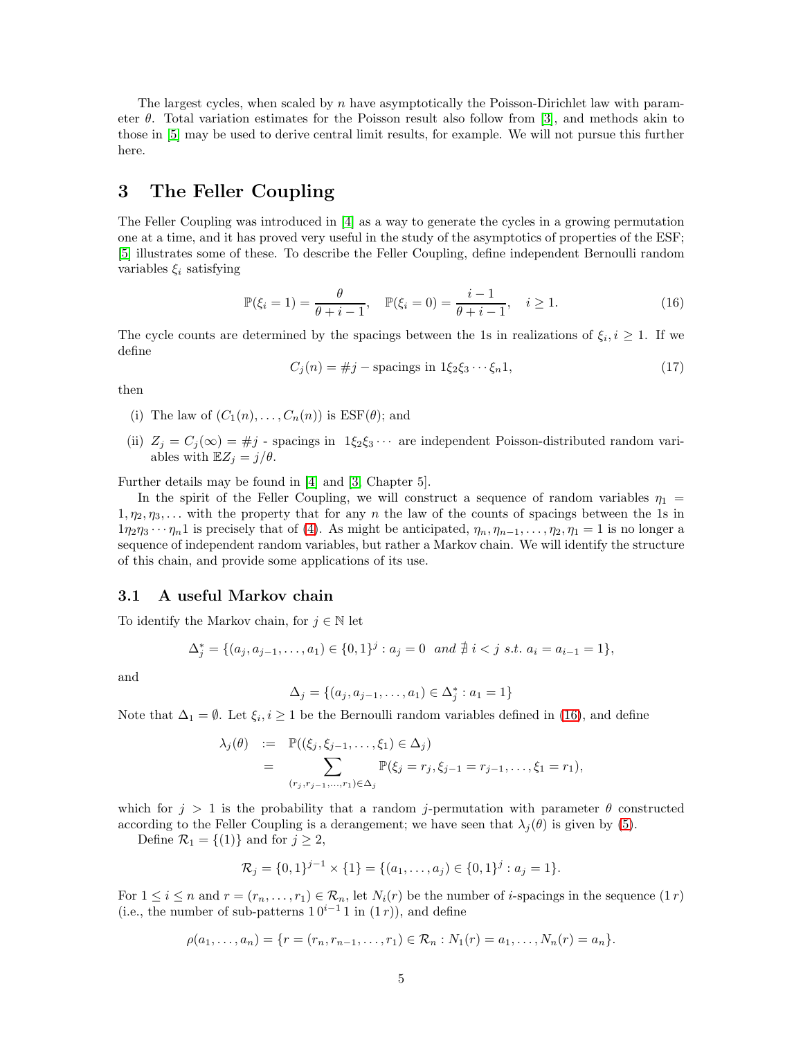The largest cycles, when scaled by $n$ have asymptotically the Poisson-Dirichlet law with parameter $\theta$. Total variation estimates for the Poisson result also follow from [3], and methods akin to those in [5] may be used to derive central limit results, for example. We will not pursue this further here.

# 3 The Feller Coupling

The Feller Coupling was introduced in [4] as a way to generate the cycles in a growing permutation one at a time, and it has proved very useful in the study of the asymptotics of properties of the ESF; [5] illustrates some of these. To describe the Feller Coupling, define independent Bernoulli random variables $\xi_i$ satisfying

$$\mathbb{P}(\xi_i = 1) = \frac{\theta}{\theta + i - 1}, \quad \mathbb{P}(\xi_i = 0) = \frac{i-1}{\theta + i - 1}, \quad i \geq 1. \tag{16}$$

The cycle counts are determined by the spacings between the 1s in realizations of $\xi_i, i \geq 1$. If we define

$$C_j(n) = \#j - \text{spacings in } 1\xi_2\xi_3 \cdots \xi_n 1, \tag{17}$$

then

(i) The law of $(C_1(n), \ldots, C_n(n))$ is $\text{ESF}(\theta)$; and

(ii) $Z_j = C_j(\infty) = \#j$ - spacings in $1\xi_2\xi_3\cdots$ are independent Poisson-distributed random variables with $\mathbb{E}Z_j = j/\theta$.

Further details may be found in [4] and [3, Chapter 5].

In the spirit of the Feller Coupling, we will construct a sequence of random variables $\eta_1 = 1, \eta_2, \eta_3, \ldots$ with the property that for any $n$ the law of the counts of spacings between the 1s in $1\eta_2\eta_3\cdots\eta_n 1$ is precisely that of (4). As might be anticipated, $\eta_n, \eta_{n-1}, \ldots, \eta_2, \eta_1 = 1$ is no longer a sequence of independent random variables, but rather a Markov chain. We will identify the structure of this chain, and provide some applications of its use.

## 3.1 A useful Markov chain

To identify the Markov chain, for $j \in \mathbb{N}$ let

$$\Delta_j^* = \{(a_j, a_{j-1}, \ldots, a_1) \in \{0,1\}^j : a_j = 0 \ \ \textit{and} \ \nexists \ i < j \ \textit{s.t.} \ a_i = a_{i-1} = 1\},$$

and

$$\Delta_j = \{(a_j, a_{j-1}, \ldots, a_1) \in \Delta_j^* : a_1 = 1\}$$

Note that $\Delta_1 = \emptyset$. Let $\xi_i, i \geq 1$ be the Bernoulli random variables defined in (16), and define

$$\begin{aligned} \lambda_j(\theta) &:= \mathbb{P}((\xi_j, \xi_{j-1}, \ldots, \xi_1) \in \Delta_j) \\ &= \sum_{(r_j, r_{j-1}, \ldots, r_1) \in \Delta_j} \mathbb{P}(\xi_j = r_j, \xi_{j-1} = r_{j-1}, \ldots, \xi_1 = r_1), \end{aligned}$$

which for $j > 1$ is the probability that a random $j$-permutation with parameter $\theta$ constructed according to the Feller Coupling is a derangement; we have seen that $\lambda_j(\theta)$ is given by (5).

Define $\mathcal{R}_1 = \{(1)\}$ and for $j \geq 2$,

$$\mathcal{R}_j = \{0,1\}^{j-1} \times \{1\} = \{(a_1, \ldots, a_j) \in \{0,1\}^j : a_j = 1\}.$$

For $1 \leq i \leq n$ and $r = (r_n, \ldots, r_1) \in \mathcal{R}_n$, let $N_i(r)$ be the number of $i$-spacings in the sequence $(1\,r)$ (i.e., the number of sub-patterns $1\,0^{i-1}\,1$ in $(1\,r)$), and define

$$\rho(a_1, \ldots, a_n) = \{r = (r_n, r_{n-1}, \ldots, r_1) \in \mathcal{R}_n : N_1(r) = a_1, \ldots, N_n(r) = a_n\}.$$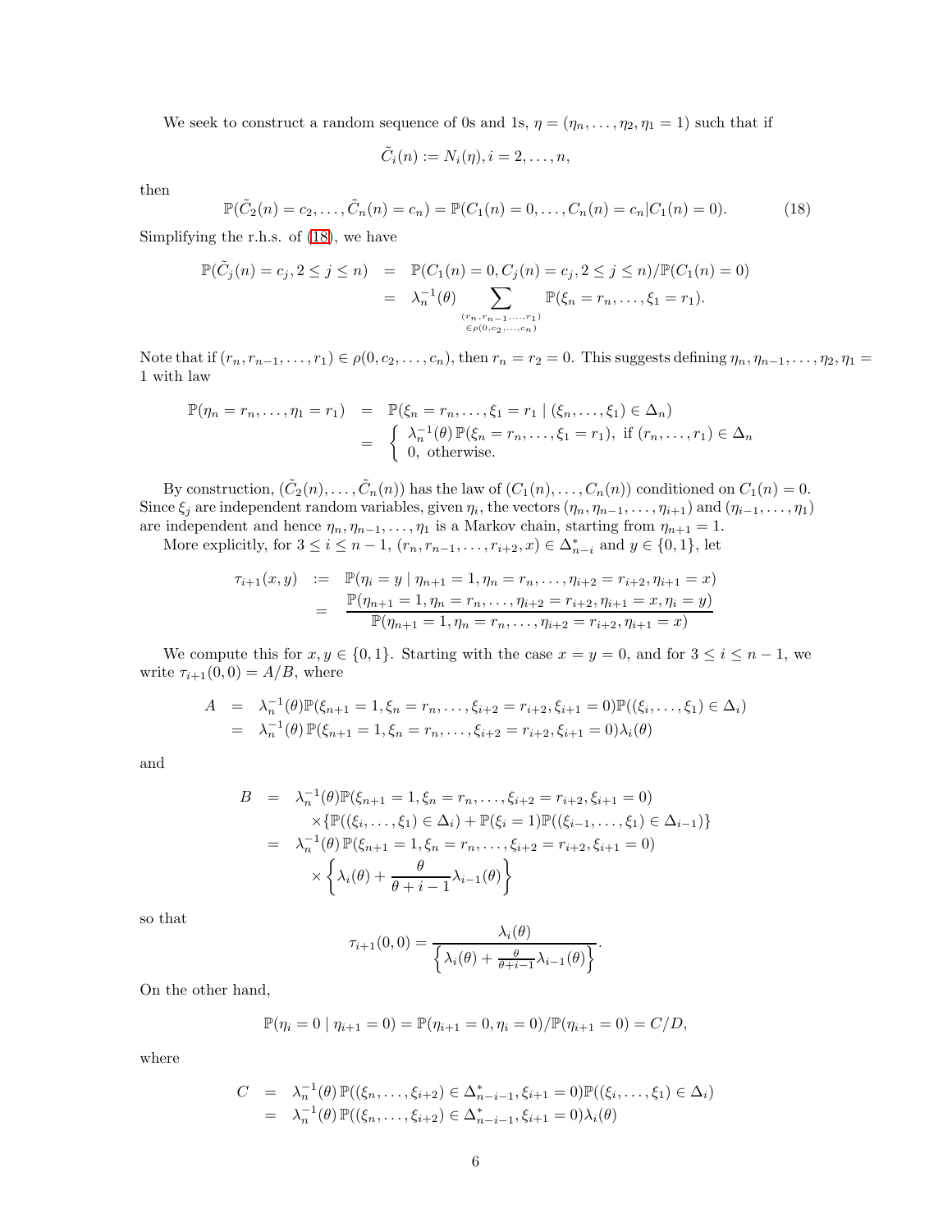We seek to construct a random sequence of 0s and 1s, $\eta = (\eta_n, \ldots, \eta_2, \eta_1 = 1)$ such that if

$$\tilde{C}_i(n) := N_i(\eta), i = 2, \ldots, n,$$

then

$$\mathbb{P}(\tilde{C}_2(n) = c_2, \ldots, \tilde{C}_n(n) = c_n) = \mathbb{P}(C_1(n) = 0, \ldots, C_n(n) = c_n | C_1(n) = 0). \tag{18}$$

Simplifying the r.h.s. of (18), we have

$$\begin{aligned}
\mathbb{P}(\tilde{C}_j(n) = c_j, 2 \le j \le n) &= \mathbb{P}(C_1(n) = 0, C_j(n) = c_j, 2 \le j \le n)/\mathbb{P}(C_1(n) = 0) \\
&= \lambda_n^{-1}(\theta) \sum_{\substack{(r_n, r_{n-1}, \ldots, r_1) \\ \in \rho(0, c_2, \ldots, c_n)}} \mathbb{P}(\xi_n = r_n, \ldots, \xi_1 = r_1).
\end{aligned}$$

Note that if $(r_n, r_{n-1}, \ldots, r_1) \in \rho(0, c_2, \ldots, c_n)$, then $r_n = r_2 = 0$. This suggests defining $\eta_n, \eta_{n-1}, \ldots, \eta_2, \eta_1 = 1$ with law

$$\begin{aligned}
\mathbb{P}(\eta_n = r_n, \ldots, \eta_1 = r_1) &= \mathbb{P}(\xi_n = r_n, \ldots, \xi_1 = r_1 \mid (\xi_n, \ldots, \xi_1) \in \Delta_n) \\
&= \begin{cases} \lambda_n^{-1}(\theta)\, \mathbb{P}(\xi_n = r_n, \ldots, \xi_1 = r_1), & \text{if } (r_n, \ldots, r_1) \in \Delta_n \\ 0, & \text{otherwise.} \end{cases}
\end{aligned}$$

By construction, $(\tilde{C}_2(n), \ldots, \tilde{C}_n(n))$ has the law of $(C_1(n), \ldots, C_n(n))$ conditioned on $C_1(n) = 0$. Since $\xi_j$ are independent random variables, given $\eta_i$, the vectors $(\eta_n, \eta_{n-1}, \ldots, \eta_{i+1})$ and $(\eta_{i-1}, \ldots, \eta_1)$ are independent and hence $\eta_n, \eta_{n-1}, \ldots, \eta_1$ is a Markov chain, starting from $\eta_{n+1} = 1$.

More explicitly, for $3 \le i \le n-1$, $(r_n, r_{n-1}, \ldots, r_{i+2}, x) \in \Delta^*_{n-i}$ and $y \in \{0, 1\}$, let

$$\begin{aligned}
\tau_{i+1}(x, y) &:= \mathbb{P}(\eta_i = y \mid \eta_{n+1} = 1, \eta_n = r_n, \ldots, \eta_{i+2} = r_{i+2}, \eta_{i+1} = x) \\
&= \frac{\mathbb{P}(\eta_{n+1} = 1, \eta_n = r_n, \ldots, \eta_{i+2} = r_{i+2}, \eta_{i+1} = x, \eta_i = y)}{\mathbb{P}(\eta_{n+1} = 1, \eta_n = r_n, \ldots, \eta_{i+2} = r_{i+2}, \eta_{i+1} = x)}
\end{aligned}$$

We compute this for $x, y \in \{0, 1\}$. Starting with the case $x = y = 0$, and for $3 \le i \le n-1$, we write $\tau_{i+1}(0, 0) = A/B$, where

$$\begin{aligned}
A &= \lambda_n^{-1}(\theta)\mathbb{P}(\xi_{n+1} = 1, \xi_n = r_n, \ldots, \xi_{i+2} = r_{i+2}, \xi_{i+1} = 0)\mathbb{P}((\xi_i, \ldots, \xi_1) \in \Delta_i) \\
&= \lambda_n^{-1}(\theta)\, \mathbb{P}(\xi_{n+1} = 1, \xi_n = r_n, \ldots, \xi_{i+2} = r_{i+2}, \xi_{i+1} = 0)\lambda_i(\theta)
\end{aligned}$$

and

$$\begin{aligned}
B &= \lambda_n^{-1}(\theta)\mathbb{P}(\xi_{n+1} = 1, \xi_n = r_n, \ldots, \xi_{i+2} = r_{i+2}, \xi_{i+1} = 0) \\
&\quad \times \{\mathbb{P}((\xi_i, \ldots, \xi_1) \in \Delta_i) + \mathbb{P}(\xi_i = 1)\mathbb{P}((\xi_{i-1}, \ldots, \xi_1) \in \Delta_{i-1})\} \\
&= \lambda_n^{-1}(\theta)\, \mathbb{P}(\xi_{n+1} = 1, \xi_n = r_n, \ldots, \xi_{i+2} = r_{i+2}, \xi_{i+1} = 0) \\
&\quad \times \left\{ \lambda_i(\theta) + \frac{\theta}{\theta + i - 1}\lambda_{i-1}(\theta) \right\}
\end{aligned}$$

so that

$$\tau_{i+1}(0, 0) = \frac{\lambda_i(\theta)}{\left\{ \lambda_i(\theta) + \frac{\theta}{\theta + i - 1}\lambda_{i-1}(\theta) \right\}}.$$

On the other hand,

$$\mathbb{P}(\eta_i = 0 \mid \eta_{i+1} = 0) = \mathbb{P}(\eta_{i+1} = 0, \eta_i = 0)/\mathbb{P}(\eta_{i+1} = 0) = C/D,$$

where

$$\begin{aligned}
C &= \lambda_n^{-1}(\theta)\, \mathbb{P}((\xi_n, \ldots, \xi_{i+2}) \in \Delta^*_{n-i-1}, \xi_{i+1} = 0)\mathbb{P}((\xi_i, \ldots, \xi_1) \in \Delta_i) \\
&= \lambda_n^{-1}(\theta)\, \mathbb{P}((\xi_n, \ldots, \xi_{i+2}) \in \Delta^*_{n-i-1}, \xi_{i+1} = 0)\lambda_i(\theta)
\end{aligned}$$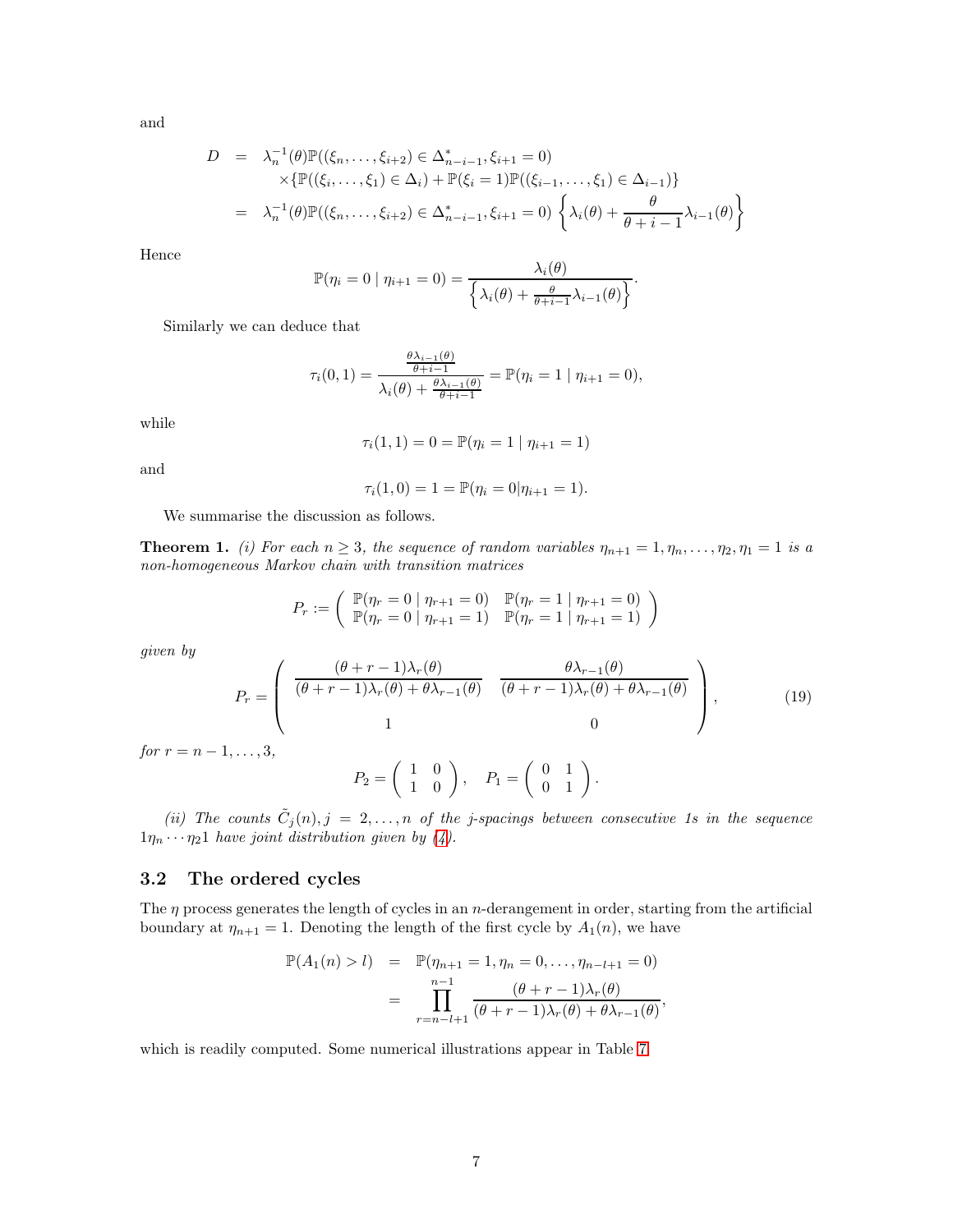and

$$
\begin{aligned}
D &= \lambda_n^{-1}(\theta)\mathbb{P}((\xi_n,\ldots,\xi_{i+2}) \in \Delta^*_{n-i-1}, \xi_{i+1}=0) \\
&\quad \times \{\mathbb{P}((\xi_i,\ldots,\xi_1) \in \Delta_i) + \mathbb{P}(\xi_i = 1)\mathbb{P}((\xi_{i-1},\ldots,\xi_1) \in \Delta_{i-1})\} \\
&= \lambda_n^{-1}(\theta)\mathbb{P}((\xi_n,\ldots,\xi_{i+2}) \in \Delta^*_{n-i-1}, \xi_{i+1}=0) \left\{\lambda_i(\theta) + \frac{\theta}{\theta+i-1}\lambda_{i-1}(\theta)\right\}
\end{aligned}
$$

Hence

$$
\mathbb{P}(\eta_i = 0 \mid \eta_{i+1} = 0) = \frac{\lambda_i(\theta)}{\left\{\lambda_i(\theta) + \frac{\theta}{\theta+i-1}\lambda_{i-1}(\theta)\right\}}.
$$

Similarly we can deduce that

$$
\tau_i(0,1) = \frac{\frac{\theta\lambda_{i-1}(\theta)}{\theta+i-1}}{\lambda_i(\theta) + \frac{\theta\lambda_{i-1}(\theta)}{\theta+i-1}} = \mathbb{P}(\eta_i = 1 \mid \eta_{i+1} = 0),
$$

while

$$
\tau_i(1,1) = 0 = \mathbb{P}(\eta_i = 1 \mid \eta_{i+1} = 1)
$$

and

$$
\tau_i(1,0) = 1 = \mathbb{P}(\eta_i = 0 | \eta_{i+1} = 1).
$$

We summarise the discussion as follows.

**Theorem 1.** *(i) For each $n \geq 3$, the sequence of random variables $\eta_{n+1} = 1, \eta_n, \ldots, \eta_2, \eta_1 = 1$ is a non-homogeneous Markov chain with transition matrices*

$$
P_r := \begin{pmatrix} \mathbb{P}(\eta_r = 0 \mid \eta_{r+1} = 0) & \mathbb{P}(\eta_r = 1 \mid \eta_{r+1} = 0) \\ \mathbb{P}(\eta_r = 0 \mid \eta_{r+1} = 1) & \mathbb{P}(\eta_r = 1 \mid \eta_{r+1} = 1) \end{pmatrix}
$$

*given by*

$$
P_r = \begin{pmatrix} \dfrac{(\theta+r-1)\lambda_r(\theta)}{(\theta+r-1)\lambda_r(\theta)+\theta\lambda_{r-1}(\theta)} & \dfrac{\theta\lambda_{r-1}(\theta)}{(\theta+r-1)\lambda_r(\theta)+\theta\lambda_{r-1}(\theta)} \\ 1 & 0 \end{pmatrix}, \tag{19}
$$

*for $r = n-1, \ldots, 3$,*

$$
P_2 = \begin{pmatrix} 1 & 0 \\ 1 & 0 \end{pmatrix}, \quad P_1 = \begin{pmatrix} 0 & 1 \\ 0 & 1 \end{pmatrix}.
$$

*(ii) The counts $\tilde{C}_j(n), j = 2, \ldots, n$ of the j-spacings between consecutive 1s in the sequence $1\eta_n \cdots \eta_2 1$ have joint distribution given by (4).*

## 3.2 The ordered cycles

The $\eta$ process generates the length of cycles in an $n$-derangement in order, starting from the artificial boundary at $\eta_{n+1} = 1$. Denoting the length of the first cycle by $A_1(n)$, we have

$$
\begin{aligned}
\mathbb{P}(A_1(n) > l) &= \mathbb{P}(\eta_{n+1} = 1, \eta_n = 0, \ldots, \eta_{n-l+1} = 0) \\
&= \prod_{r=n-l+1}^{n-1} \frac{(\theta+r-1)\lambda_r(\theta)}{(\theta+r-1)\lambda_r(\theta)+\theta\lambda_{r-1}(\theta)},
\end{aligned}
$$

which is readily computed. Some numerical illustrations appear in Table 7.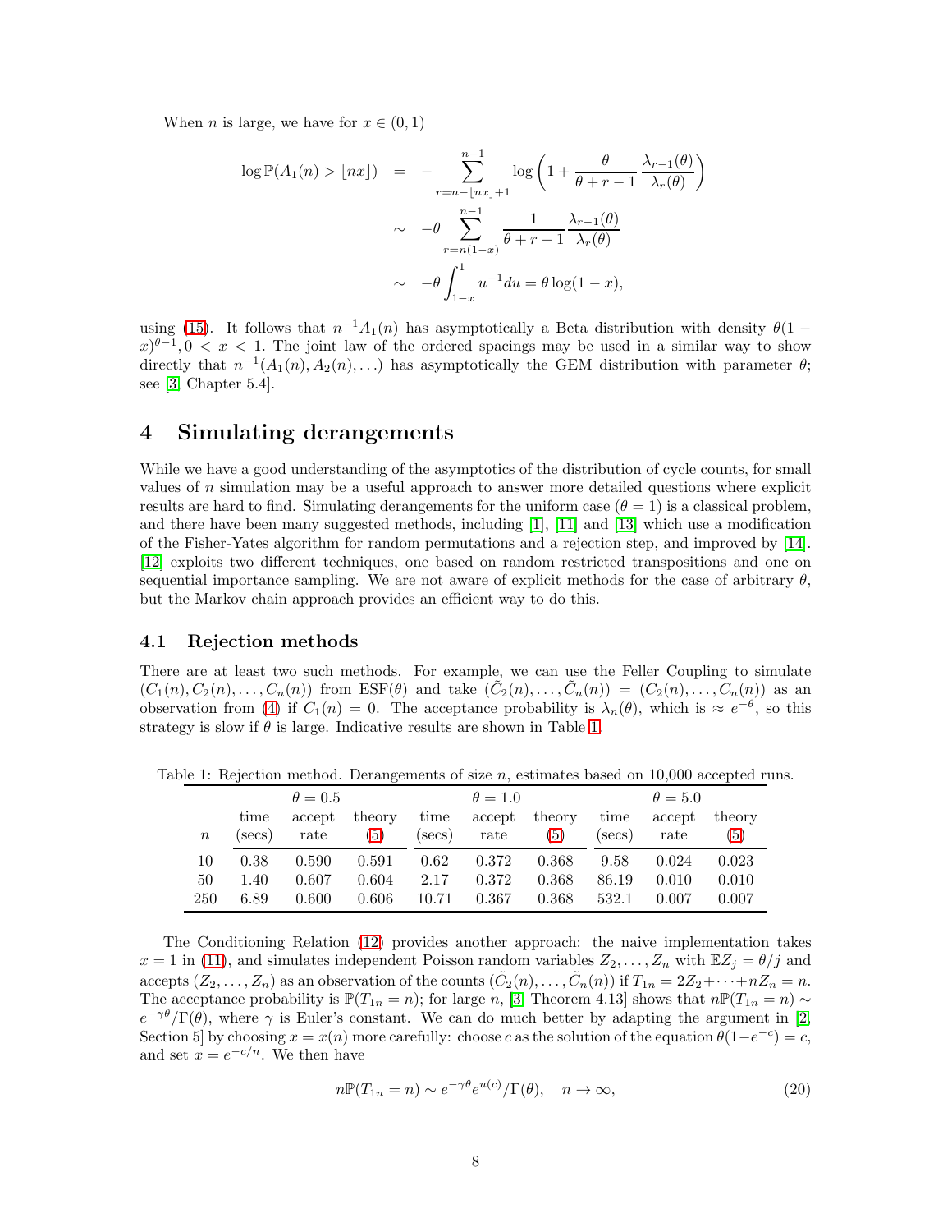When $n$ is large, we have for $x \in (0, 1)$

$$
\begin{aligned}
\log \mathbb{P}(A_1(n) > \lfloor nx \rfloor) &= -\sum_{r=n-\lfloor nx \rfloor+1}^{n-1} \log \left(1 + \frac{\theta}{\theta + r - 1} \frac{\lambda_{r-1}(\theta)}{\lambda_r(\theta)}\right) \\
&\sim -\theta \sum_{r=n(1-x)}^{n-1} \frac{1}{\theta + r - 1} \frac{\lambda_{r-1}(\theta)}{\lambda_r(\theta)} \\
&\sim -\theta \int_{1-x}^{1} u^{-1} du = \theta \log(1 - x),
\end{aligned}
$$

using (15). It follows that $n^{-1}A_1(n)$ has asymptotically a Beta distribution with density $\theta(1 - x)^{\theta-1}, 0 < x < 1$. The joint law of the ordered spacings may be used in a similar way to show directly that $n^{-1}(A_1(n), A_2(n), \ldots)$ has asymptotically the GEM distribution with parameter $\theta$; see [3, Chapter 5.4].

# 4 Simulating derangements

While we have a good understanding of the asymptotics of the distribution of cycle counts, for small values of $n$ simulation may be a useful approach to answer more detailed questions where explicit results are hard to find. Simulating derangements for the uniform case ($\theta = 1$) is a classical problem, and there have been many suggested methods, including [1], [11] and [13] which use a modification of the Fisher-Yates algorithm for random permutations and a rejection step, and improved by [14]. [12] exploits two different techniques, one based on random restricted transpositions and one on sequential importance sampling. We are not aware of explicit methods for the case of arbitrary $\theta$, but the Markov chain approach provides an efficient way to do this.

## 4.1 Rejection methods

There are at least two such methods. For example, we can use the Feller Coupling to simulate $(C_1(n), C_2(n), \ldots, C_n(n))$ from ESF($\theta$) and take $(\tilde{C}_2(n), \ldots, \tilde{C}_n(n)) = (C_2(n), \ldots, C_n(n))$ as an observation from (4) if $C_1(n) = 0$. The acceptance probability is $\lambda_n(\theta)$, which is $\approx e^{-\theta}$, so this strategy is slow if $\theta$ is large. Indicative results are shown in Table 1.

Table 1: Rejection method. Derangements of size $n$, estimates based on 10,000 accepted runs.

| | $\theta = 0.5$ | | | $\theta = 1.0$ | | | $\theta = 5.0$ | | |
|---|---|---|---|---|---|---|---|---|---|
| $n$ | time (secs) | accept rate | theory (5) | time (secs) | accept rate | theory (5) | time (secs) | accept rate | theory (5) |
| 10 | 0.38 | 0.590 | 0.591 | 0.62 | 0.372 | 0.368 | 9.58 | 0.024 | 0.023 |
| 50 | 1.40 | 0.607 | 0.604 | 2.17 | 0.372 | 0.368 | 86.19 | 0.010 | 0.010 |
| 250 | 6.89 | 0.600 | 0.606 | 10.71 | 0.367 | 0.368 | 532.1 | 0.007 | 0.007 |

The Conditioning Relation (12) provides another approach: the naive implementation takes $x = 1$ in (11), and simulates independent Poisson random variables $Z_2, \ldots, Z_n$ with $\mathbb{E}Z_j = \theta/j$ and accepts $(Z_2, \ldots, Z_n)$ as an observation of the counts $(\tilde{C}_2(n), \ldots, \tilde{C}_n(n))$ if $T_{1n} = 2Z_2 + \cdots + nZ_n = n$. The acceptance probability is $\mathbb{P}(T_{1n} = n)$; for large $n$, [3, Theorem 4.13] shows that $n\mathbb{P}(T_{1n} = n) \sim e^{-\gamma\theta}/\Gamma(\theta)$, where $\gamma$ is Euler's constant. We can do much better by adapting the argument in [2, Section 5] by choosing $x = x(n)$ more carefully: choose $c$ as the solution of the equation $\theta(1 - e^{-c}) = c$, and set $x = e^{-c/n}$. We then have

$$
n\mathbb{P}(T_{1n} = n) \sim e^{-\gamma\theta} e^{u(c)}/\Gamma(\theta), \quad n \to \infty, \tag{20}
$$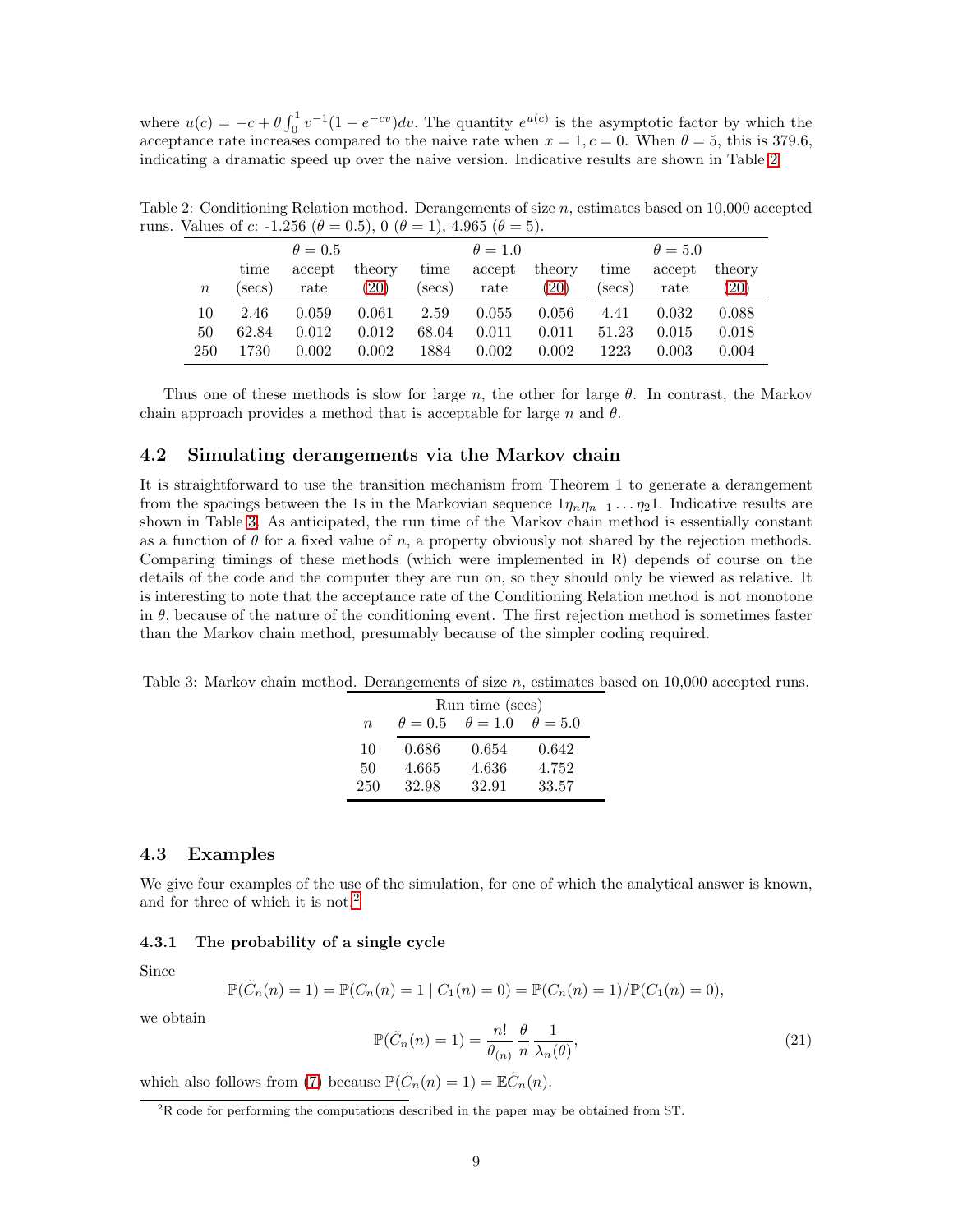where $u(c) = -c + \theta \int_0^1 v^{-1}(1 - e^{-cv})dv$. The quantity $e^{u(c)}$ is the asymptotic factor by which the acceptance rate increases compared to the naive rate when $x = 1, c = 0$. When $\theta = 5$, this is 379.6, indicating a dramatic speed up over the naive version. Indicative results are shown in Table 2.

Table 2: Conditioning Relation method. Derangements of size $n$, estimates based on 10,000 accepted runs. Values of $c$: -1.256 ($\theta = 0.5$), 0 ($\theta = 1$), 4.965 ($\theta = 5$).

| | $\theta = 0.5$ | | | $\theta = 1.0$ | | | $\theta = 5.0$ | | |
|---|---|---|---|---|---|---|---|---|---|
| $n$ | time (secs) | accept rate | theory (20) | time (secs) | accept rate | theory (20) | time (secs) | accept rate | theory (20) |
| 10 | 2.46 | 0.059 | 0.061 | 2.59 | 0.055 | 0.056 | 4.41 | 0.032 | 0.088 |
| 50 | 62.84 | 0.012 | 0.012 | 68.04 | 0.011 | 0.011 | 51.23 | 0.015 | 0.018 |
| 250 | 1730 | 0.002 | 0.002 | 1884 | 0.002 | 0.002 | 1223 | 0.003 | 0.004 |

Thus one of these methods is slow for large $n$, the other for large $\theta$. In contrast, the Markov chain approach provides a method that is acceptable for large $n$ and $\theta$.

## 4.2 Simulating derangements via the Markov chain

It is straightforward to use the transition mechanism from Theorem 1 to generate a derangement from the spacings between the 1s in the Markovian sequence $1\eta_n\eta_{n-1}\ldots\eta_2 1$. Indicative results are shown in Table 3. As anticipated, the run time of the Markov chain method is essentially constant as a function of $\theta$ for a fixed value of $n$, a property obviously not shared by the rejection methods. Comparing timings of these methods (which were implemented in R) depends of course on the details of the code and the computer they are run on, so they should only be viewed as relative. It is interesting to note that the acceptance rate of the Conditioning Relation method is not monotone in $\theta$, because of the nature of the conditioning event. The first rejection method is sometimes faster than the Markov chain method, presumably because of the simpler coding required.

Table 3: Markov chain method. Derangements of size $n$, estimates based on 10,000 accepted runs.

| | Run time (secs) | | |
|---|---|---|---|
| $n$ | $\theta = 0.5$ | $\theta = 1.0$ | $\theta = 5.0$ |
| 10 | 0.686 | 0.654 | 0.642 |
| 50 | 4.665 | 4.636 | 4.752 |
| 250 | 32.98 | 32.91 | 33.57 |

## 4.3 Examples

We give four examples of the use of the simulation, for one of which the analytical answer is known, and for three of which it is not.[2]

### 4.3.1 The probability of a single cycle

Since

$$\mathbb{P}(\tilde{C}_n(n) = 1) = \mathbb{P}(C_n(n) = 1 \mid C_1(n) = 0) = \mathbb{P}(C_n(n) = 1)/\mathbb{P}(C_1(n) = 0),$$

we obtain

$$\mathbb{P}(\tilde{C}_n(n) = 1) = \frac{n!}{\theta_{(n)}} \frac{\theta}{n} \frac{1}{\lambda_n(\theta)}, \tag{21}$$

which also follows from (7) because $\mathbb{P}(\tilde{C}_n(n) = 1) = \mathbb{E}\tilde{C}_n(n)$.

[2] R code for performing the computations described in the paper may be obtained from ST.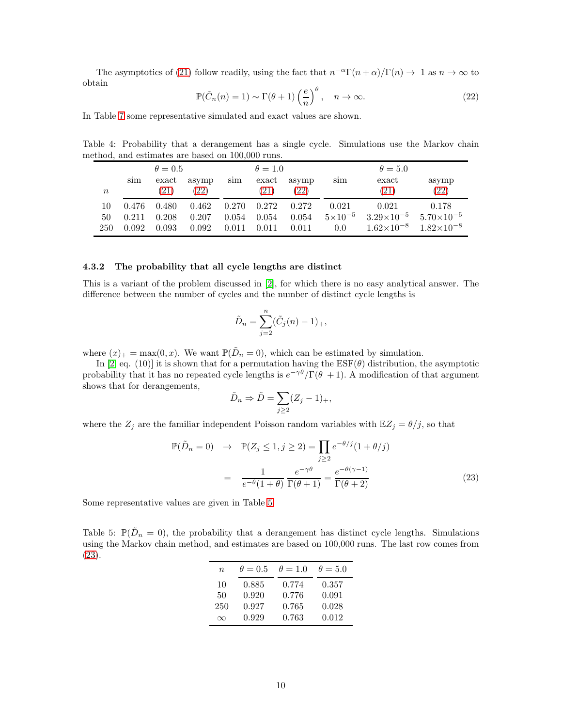The asymptotics of (21) follow readily, using the fact that $n^{-\alpha}\Gamma(n+\alpha)/\Gamma(n) \to 1$ as $n \to \infty$ to obtain

$$\mathbb{P}(\tilde{C}_n(n) = 1) \sim \Gamma(\theta+1)\left(\frac{e}{n}\right)^{\theta}, \quad n \to \infty. \tag{22}$$

In Table 7 some representative simulated and exact values are shown.

Table 4: Probability that a derangement has a single cycle. Simulations use the Markov chain method, and estimates are based on 100,000 runs.

| | $\theta = 0.5$ | | | $\theta = 1.0$ | | | $\theta = 5.0$ | | |
|---|---|---|---|---|---|---|---|---|---|
| $n$ | sim | exact (21) | asymp (22) | sim | exact (21) | asymp (22) | sim | exact (21) | asymp (22) |
| 10 | 0.476 | 0.480 | 0.462 | 0.270 | 0.272 | 0.272 | 0.021 | 0.021 | 0.178 |
| 50 | 0.211 | 0.208 | 0.207 | 0.054 | 0.054 | 0.054 | $5\times10^{-5}$ | $3.29\times10^{-5}$ | $5.70\times10^{-5}$ |
| 250 | 0.092 | 0.093 | 0.092 | 0.011 | 0.011 | 0.011 | 0.0 | $1.62\times10^{-8}$ | $1.82\times10^{-8}$ |

### 4.3.2 The probability that all cycle lengths are distinct

This is a variant of the problem discussed in [2], for which there is no easy analytical answer. The difference between the number of cycles and the number of distinct cycle lengths is

$$\tilde{D}_n = \sum_{j=2}^{n} (\tilde{C}_j(n) - 1)_+,$$

where $(x)_+ = \max(0, x)$. We want $\mathbb{P}(\tilde{D}_n = 0)$, which can be estimated by simulation.

In [2, eq. (10)] it is shown that for a permutation having the ESF($\theta$) distribution, the asymptotic probability that it has no repeated cycle lengths is $e^{-\gamma\theta}/\Gamma(\theta+1)$. A modification of that argument shows that for derangements,

$$\tilde{D}_n \Rightarrow \tilde{D} = \sum_{j\geq 2} (Z_j - 1)_+,$$

where the $Z_j$ are the familiar independent Poisson random variables with $\mathbb{E}Z_j = \theta/j$, so that

$$\begin{aligned}
\mathbb{P}(\tilde{D}_n = 0) \quad &\to \quad \mathbb{P}(Z_j \leq 1, j \geq 2) = \prod_{j\geq 2} e^{-\theta/j}(1 + \theta/j) \\
&= \quad \frac{1}{e^{-\theta}(1+\theta)} \, \frac{e^{-\gamma\theta}}{\Gamma(\theta+1)} = \frac{e^{-\theta(\gamma-1)}}{\Gamma(\theta+2)}
\end{aligned} \tag{23}$$

Some representative values are given in Table 5.

Table 5: $\mathbb{P}(\tilde{D}_n = 0)$, the probability that a derangement has distinct cycle lengths. Simulations using the Markov chain method, and estimates are based on 100,000 runs. The last row comes from (23).

| $n$ | $\theta = 0.5$ | $\theta = 1.0$ | $\theta = 5.0$ |
|---|---|---|---|
| 10 | 0.885 | 0.774 | 0.357 |
| 50 | 0.920 | 0.776 | 0.091 |
| 250 | 0.927 | 0.765 | 0.028 |
| $\infty$ | 0.929 | 0.763 | 0.012 |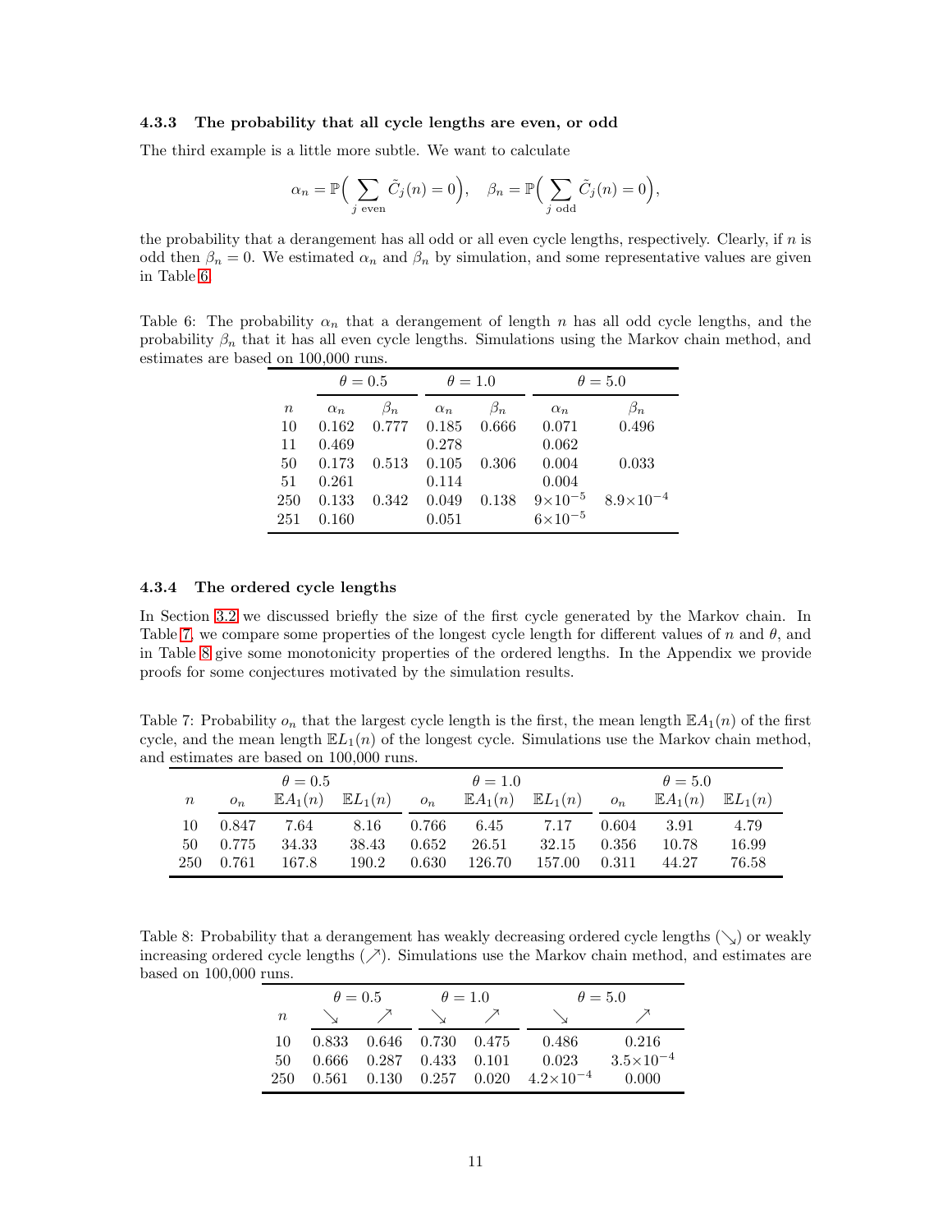### 4.3.3 The probability that all cycle lengths are even, or odd

The third example is a little more subtle. We want to calculate

$$\alpha_n = \mathbb{P}\Big( \sum_{j \text{ even}} \tilde{C}_j(n) = 0 \Big), \quad \beta_n = \mathbb{P}\Big( \sum_{j \text{ odd}} \tilde{C}_j(n) = 0 \Big),$$

the probability that a derangement has all odd or all even cycle lengths, respectively. Clearly, if $n$ is odd then $\beta_n = 0$. We estimated $\alpha_n$ and $\beta_n$ by simulation, and some representative values are given in Table 6.

Table 6: The probability $\alpha_n$ that a derangement of length $n$ has all odd cycle lengths, and the probability $\beta_n$ that it has all even cycle lengths. Simulations using the Markov chain method, and estimates are based on 100,000 runs.

| | $\theta = 0.5$ | | $\theta = 1.0$ | | $\theta = 5.0$ | |
|---|---|---|---|---|---|---|
| $n$ | $\alpha_n$ | $\beta_n$ | $\alpha_n$ | $\beta_n$ | $\alpha_n$ | $\beta_n$ |
| 10 | 0.162 | 0.777 | 0.185 | 0.666 | 0.071 | 0.496 |
| 11 | 0.469 | | 0.278 | | 0.062 | |
| 50 | 0.173 | 0.513 | 0.105 | 0.306 | 0.004 | 0.033 |
| 51 | 0.261 | | 0.114 | | 0.004 | |
| 250 | 0.133 | 0.342 | 0.049 | 0.138 | $9\times10^{-5}$ | $8.9\times10^{-4}$ |
| 251 | 0.160 | | 0.051 | | $6\times10^{-5}$ | |

### 4.3.4 The ordered cycle lengths

In Section 3.2 we discussed briefly the size of the first cycle generated by the Markov chain. In Table 7, we compare some properties of the longest cycle length for different values of $n$ and $\theta$, and in Table 8 give some monotonicity properties of the ordered lengths. In the Appendix we provide proofs for some conjectures motivated by the simulation results.

Table 7: Probability $o_n$ that the largest cycle length is the first, the mean length $\mathbb{E}A_1(n)$ of the first cycle, and the mean length $\mathbb{E}L_1(n)$ of the longest cycle. Simulations use the Markov chain method, and estimates are based on 100,000 runs.

| | $\theta = 0.5$ | | | $\theta = 1.0$ | | | $\theta = 5.0$ | | |
|---|---|---|---|---|---|---|---|---|---|
| $n$ | $o_n$ | $\mathbb{E}A_1(n)$ | $\mathbb{E}L_1(n)$ | $o_n$ | $\mathbb{E}A_1(n)$ | $\mathbb{E}L_1(n)$ | $o_n$ | $\mathbb{E}A_1(n)$ | $\mathbb{E}L_1(n)$ |
| 10 | 0.847 | 7.64 | 8.16 | 0.766 | 6.45 | 7.17 | 0.604 | 3.91 | 4.79 |
| 50 | 0.775 | 34.33 | 38.43 | 0.652 | 26.51 | 32.15 | 0.356 | 10.78 | 16.99 |
| 250 | 0.761 | 167.8 | 190.2 | 0.630 | 126.70 | 157.00 | 0.311 | 44.27 | 76.58 |

Table 8: Probability that a derangement has weakly decreasing ordered cycle lengths ($\searrow$) or weakly increasing ordered cycle lengths ($\nearrow$). Simulations use the Markov chain method, and estimates are based on 100,000 runs.

| | $\theta = 0.5$ | | $\theta = 1.0$ | | $\theta = 5.0$ | |
|---|---|---|---|---|---|---|
| $n$ | $\searrow$ | $\nearrow$ | $\searrow$ | $\nearrow$ | $\searrow$ | $\nearrow$ |
| 10 | 0.833 | 0.646 | 0.730 | 0.475 | 0.486 | 0.216 |
| 50 | 0.666 | 0.287 | 0.433 | 0.101 | 0.023 | $3.5\times10^{-4}$ |
| 250 | 0.561 | 0.130 | 0.257 | 0.020 | $4.2\times10^{-4}$ | 0.000 |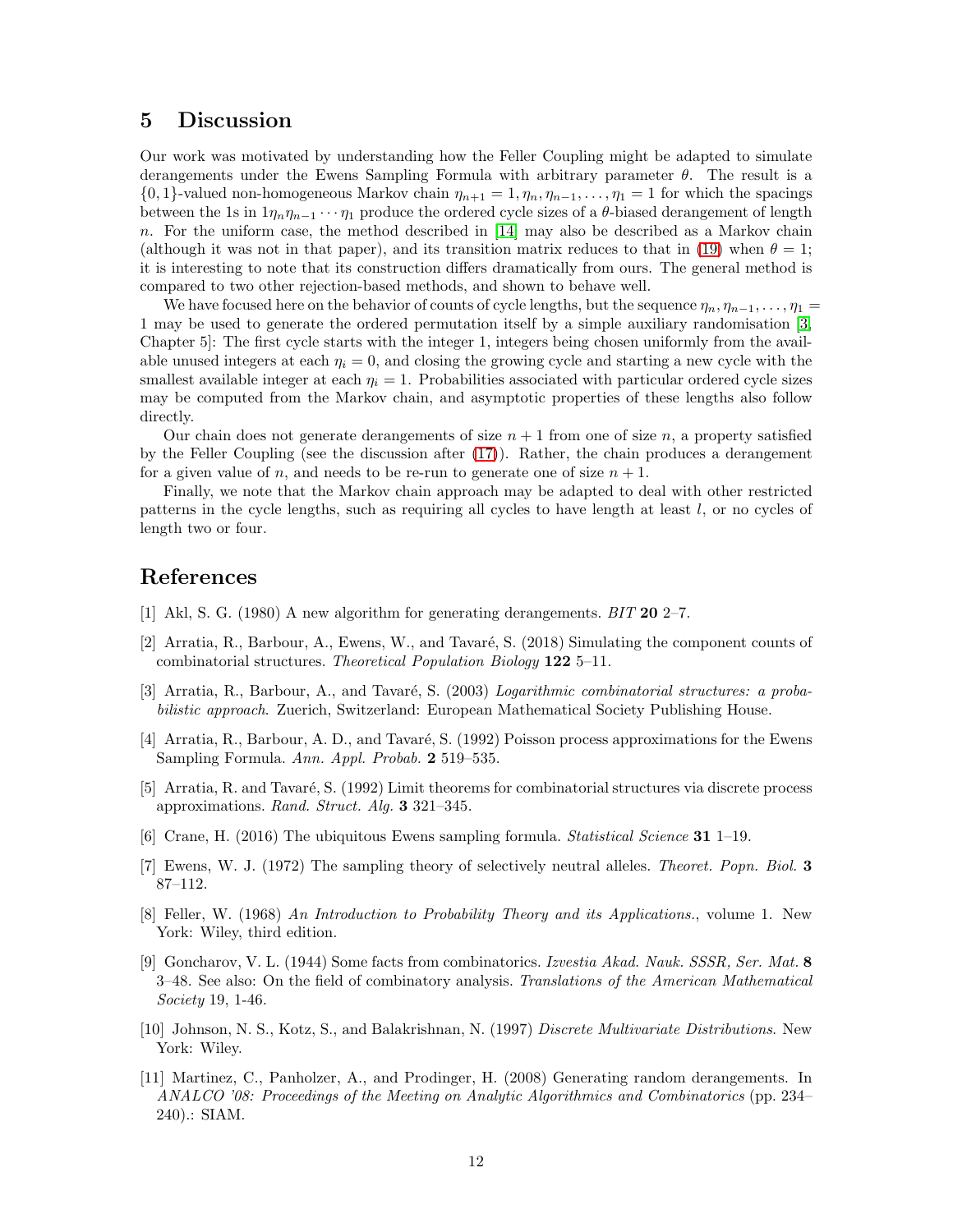## 5 Discussion

Our work was motivated by understanding how the Feller Coupling might be adapted to simulate derangements under the Ewens Sampling Formula with arbitrary parameter $\theta$. The result is a $\{0,1\}$-valued non-homogeneous Markov chain $\eta_{n+1} = 1, \eta_n, \eta_{n-1}, \ldots, \eta_1 = 1$ for which the spacings between the 1s in $1\eta_n\eta_{n-1}\cdots\eta_1$ produce the ordered cycle sizes of a $\theta$-biased derangement of length $n$. For the uniform case, the method described in [14] may also be described as a Markov chain (although it was not in that paper), and its transition matrix reduces to that in (19) when $\theta = 1$; it is interesting to note that its construction differs dramatically from ours. The general method is compared to two other rejection-based methods, and shown to behave well.

We have focused here on the behavior of counts of cycle lengths, but the sequence $\eta_n, \eta_{n-1}, \ldots, \eta_1 = 1$ may be used to generate the ordered permutation itself by a simple auxiliary randomisation [3, Chapter 5]: The first cycle starts with the integer 1, integers being chosen uniformly from the available unused integers at each $\eta_i = 0$, and closing the growing cycle and starting a new cycle with the smallest available integer at each $\eta_i = 1$. Probabilities associated with particular ordered cycle sizes may be computed from the Markov chain, and asymptotic properties of these lengths also follow directly.

Our chain does not generate derangements of size $n+1$ from one of size $n$, a property satisfied by the Feller Coupling (see the discussion after (17)). Rather, the chain produces a derangement for a given value of $n$, and needs to be re-run to generate one of size $n+1$.

Finally, we note that the Markov chain approach may be adapted to deal with other restricted patterns in the cycle lengths, such as requiring all cycles to have length at least $l$, or no cycles of length two or four.

## References

[1] Akl, S. G. (1980) A new algorithm for generating derangements. *BIT* **20** 2–7.

[2] Arratia, R., Barbour, A., Ewens, W., and Tavaré, S. (2018) Simulating the component counts of combinatorial structures. *Theoretical Population Biology* **122** 5–11.

[3] Arratia, R., Barbour, A., and Tavaré, S. (2003) *Logarithmic combinatorial structures: a probabilistic approach*. Zuerich, Switzerland: European Mathematical Society Publishing House.

[4] Arratia, R., Barbour, A. D., and Tavaré, S. (1992) Poisson process approximations for the Ewens Sampling Formula. *Ann. Appl. Probab.* **2** 519–535.

[5] Arratia, R. and Tavaré, S. (1992) Limit theorems for combinatorial structures via discrete process approximations. *Rand. Struct. Alg.* **3** 321–345.

[6] Crane, H. (2016) The ubiquitous Ewens sampling formula. *Statistical Science* **31** 1–19.

[7] Ewens, W. J. (1972) The sampling theory of selectively neutral alleles. *Theoret. Popn. Biol.* **3** 87–112.

[8] Feller, W. (1968) *An Introduction to Probability Theory and its Applications.*, volume 1. New York: Wiley, third edition.

[9] Goncharov, V. L. (1944) Some facts from combinatorics. *Izvestia Akad. Nauk. SSSR, Ser. Mat.* **8** 3–48. See also: On the field of combinatory analysis. *Translations of the American Mathematical Society* 19, 1-46.

[10] Johnson, N. S., Kotz, S., and Balakrishnan, N. (1997) *Discrete Multivariate Distributions*. New York: Wiley.

[11] Martinez, C., Panholzer, A., and Prodinger, H. (2008) Generating random derangements. In *ANALCO '08: Proceedings of the Meeting on Analytic Algorithmics and Combinatorics* (pp. 234–240).: SIAM.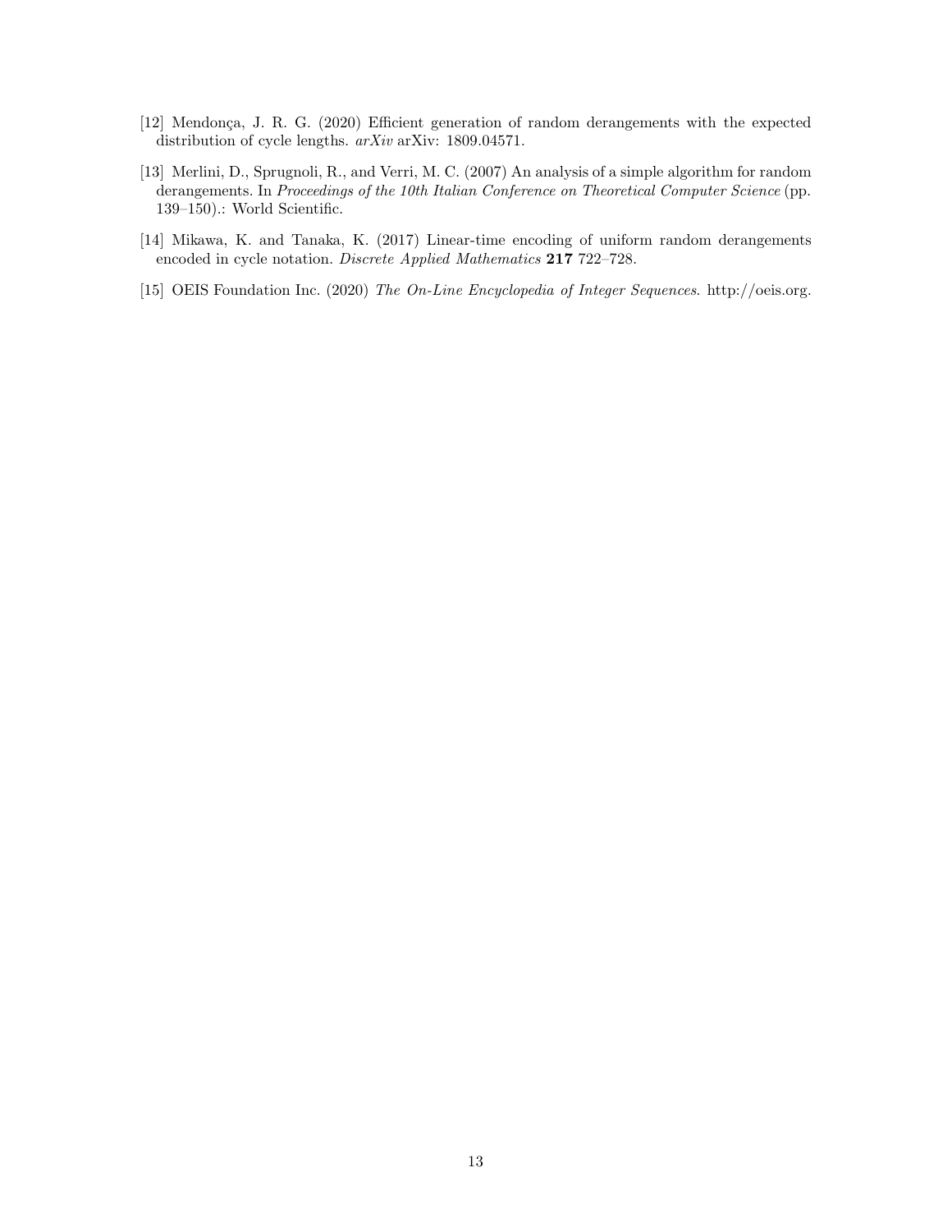[12] Mendonça, J. R. G. (2020) Efficient generation of random derangements with the expected distribution of cycle lengths. *arXiv* arXiv: 1809.04571.

[13] Merlini, D., Sprugnoli, R., and Verri, M. C. (2007) An analysis of a simple algorithm for random derangements. In *Proceedings of the 10th Italian Conference on Theoretical Computer Science* (pp. 139–150).: World Scientific.

[14] Mikawa, K. and Tanaka, K. (2017) Linear-time encoding of uniform random derangements encoded in cycle notation. *Discrete Applied Mathematics* **217** 722–728.

[15] OEIS Foundation Inc. (2020) *The On-Line Encyclopedia of Integer Sequences*. http://oeis.org.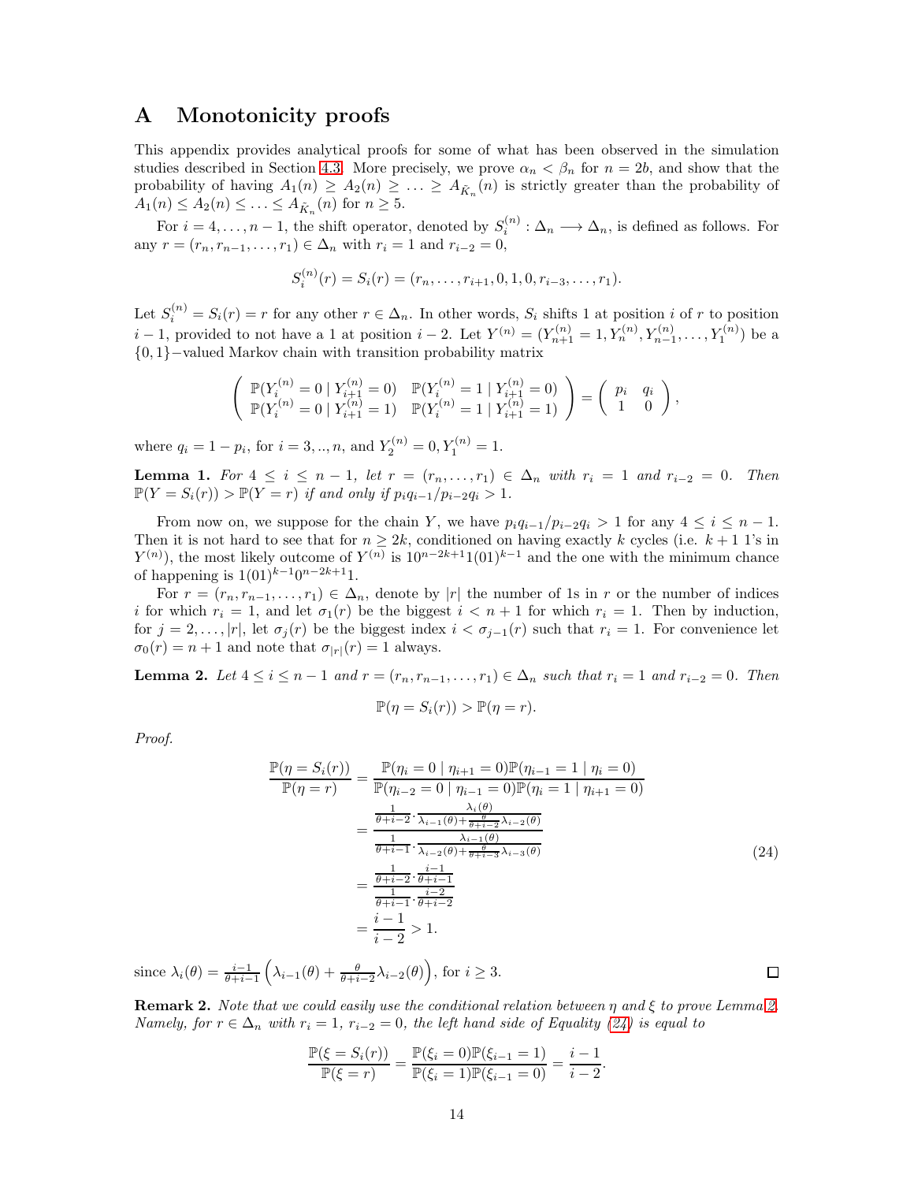# A Monotonicity proofs

This appendix provides analytical proofs for some of what has been observed in the simulation studies described in Section 4.3. More precisely, we prove $\alpha_n < \beta_n$ for $n = 2b$, and show that the probability of having $A_1(n) \geq A_2(n) \geq \ldots \geq A_{\tilde{K}_n}(n)$ is strictly greater than the probability of $A_1(n) \leq A_2(n) \leq \ldots \leq A_{\tilde{K}_n}(n)$ for $n \geq 5$.

For $i = 4, \ldots, n-1$, the shift operator, denoted by $S_i^{(n)} : \Delta_n \longrightarrow \Delta_n$, is defined as follows. For any $r = (r_n, r_{n-1}, \ldots, r_1) \in \Delta_n$ with $r_i = 1$ and $r_{i-2} = 0$,

$$S_i^{(n)}(r) = S_i(r) = (r_n, \ldots, r_{i+1}, 0, 1, 0, r_{i-3}, \ldots, r_1).$$

Let $S_i^{(n)} = S_i(r) = r$ for any other $r \in \Delta_n$. In other words, $S_i$ shifts 1 at position $i$ of $r$ to position $i-1$, provided to not have a 1 at position $i-2$. Let $Y^{(n)} = (Y_{n+1}^{(n)} = 1, Y_n^{(n)}, Y_{n-1}^{(n)}, \ldots, Y_1^{(n)})$ be a $\{0,1\}-$valued Markov chain with transition probability matrix

$$\left( \begin{array}{cc} \mathbb{P}(Y_i^{(n)} = 0 \mid Y_{i+1}^{(n)} = 0) & \mathbb{P}(Y_i^{(n)} = 1 \mid Y_{i+1}^{(n)} = 0) \\ \mathbb{P}(Y_i^{(n)} = 0 \mid Y_{i+1}^{(n)} = 1) & \mathbb{P}(Y_i^{(n)} = 1 \mid Y_{i+1}^{(n)} = 1) \end{array} \right) = \left( \begin{array}{cc} p_i & q_i \\ 1 & 0 \end{array} \right),$$

where $q_i = 1 - p_i$, for $i = 3, .., n$, and $Y_2^{(n)} = 0, Y_1^{(n)} = 1$.

**Lemma 1.** *For $4 \leq i \leq n-1$, let $r = (r_n, \ldots, r_1) \in \Delta_n$ with $r_i = 1$ and $r_{i-2} = 0$. Then $\mathbb{P}(Y = S_i(r)) > \mathbb{P}(Y = r)$ if and only if $p_i q_{i-1}/p_{i-2} q_i > 1$.*

From now on, we suppose for the chain $Y$, we have $p_i q_{i-1}/p_{i-2} q_i > 1$ for any $4 \leq i \leq n-1$. Then it is not hard to see that for $n \geq 2k$, conditioned on having exactly $k$ cycles (i.e. $k+1$ 1's in $Y^{(n)}$), the most likely outcome of $Y^{(n)}$ is $10^{n-2k+1}1(01)^{k-1}$ and the one with the minimum chance of happening is $1(01)^{k-1}0^{n-2k+1}1$.

For $r = (r_n, r_{n-1}, \ldots, r_1) \in \Delta_n$, denote by $|r|$ the number of 1s in $r$ or the number of indices $i$ for which $r_i = 1$, and let $\sigma_1(r)$ be the biggest $i < n+1$ for which $r_i = 1$. Then by induction, for $j = 2, \ldots, |r|$, let $\sigma_j(r)$ be the biggest index $i < \sigma_{j-1}(r)$ such that $r_i = 1$. For convenience let $\sigma_0(r) = n+1$ and note that $\sigma_{|r|}(r) = 1$ always.

**Lemma 2.** *Let $4 \leq i \leq n-1$ and $r = (r_n, r_{n-1}, \ldots, r_1) \in \Delta_n$ such that $r_i = 1$ and $r_{i-2} = 0$. Then*

$$\mathbb{P}(\eta = S_i(r)) > \mathbb{P}(\eta = r).$$

*Proof.*

$$\begin{aligned}
\frac{\mathbb{P}(\eta = S_i(r))}{\mathbb{P}(\eta = r)} &= \frac{\mathbb{P}(\eta_i = 0 \mid \eta_{i+1} = 0)\mathbb{P}(\eta_{i-1} = 1 \mid \eta_i = 0)}{\mathbb{P}(\eta_{i-2} = 0 \mid \eta_{i-1} = 0)\mathbb{P}(\eta_i = 1 \mid \eta_{i+1} = 0)} \\
&= \frac{\frac{1}{\theta+i-2} \cdot \frac{\lambda_i(\theta)}{\lambda_{i-1}(\theta) + \frac{\theta}{\theta+i-2}\lambda_{i-2}(\theta)}}{\frac{1}{\theta+i-1} \cdot \frac{\lambda_{i-1}(\theta)}{\lambda_{i-2}(\theta) + \frac{\theta}{\theta+i-3}\lambda_{i-3}(\theta)}} \\
&= \frac{\frac{1}{\theta+i-2} \cdot \frac{i-1}{\theta+i-1}}{\frac{1}{\theta+i-1} \cdot \frac{i-2}{\theta+i-2}} \\
&= \frac{i-1}{i-2} > 1.
\end{aligned} \tag{24}$$

since $\lambda_i(\theta) = \frac{i-1}{\theta+i-1}\left(\lambda_{i-1}(\theta) + \frac{\theta}{\theta+i-2}\lambda_{i-2}(\theta)\right)$, for $i \geq 3$. $\square$

**Remark 2.** *Note that we could easily use the conditional relation between $\eta$ and $\xi$ to prove Lemma 2. Namely, for $r \in \Delta_n$ with $r_i = 1$, $r_{i-2} = 0$, the left hand side of Equality (24) is equal to*

$$\frac{\mathbb{P}(\xi = S_i(r))}{\mathbb{P}(\xi = r)} = \frac{\mathbb{P}(\xi_i = 0)\mathbb{P}(\xi_{i-1} = 1)}{\mathbb{P}(\xi_i = 1)\mathbb{P}(\xi_{i-1} = 0)} = \frac{i-1}{i-2}.$$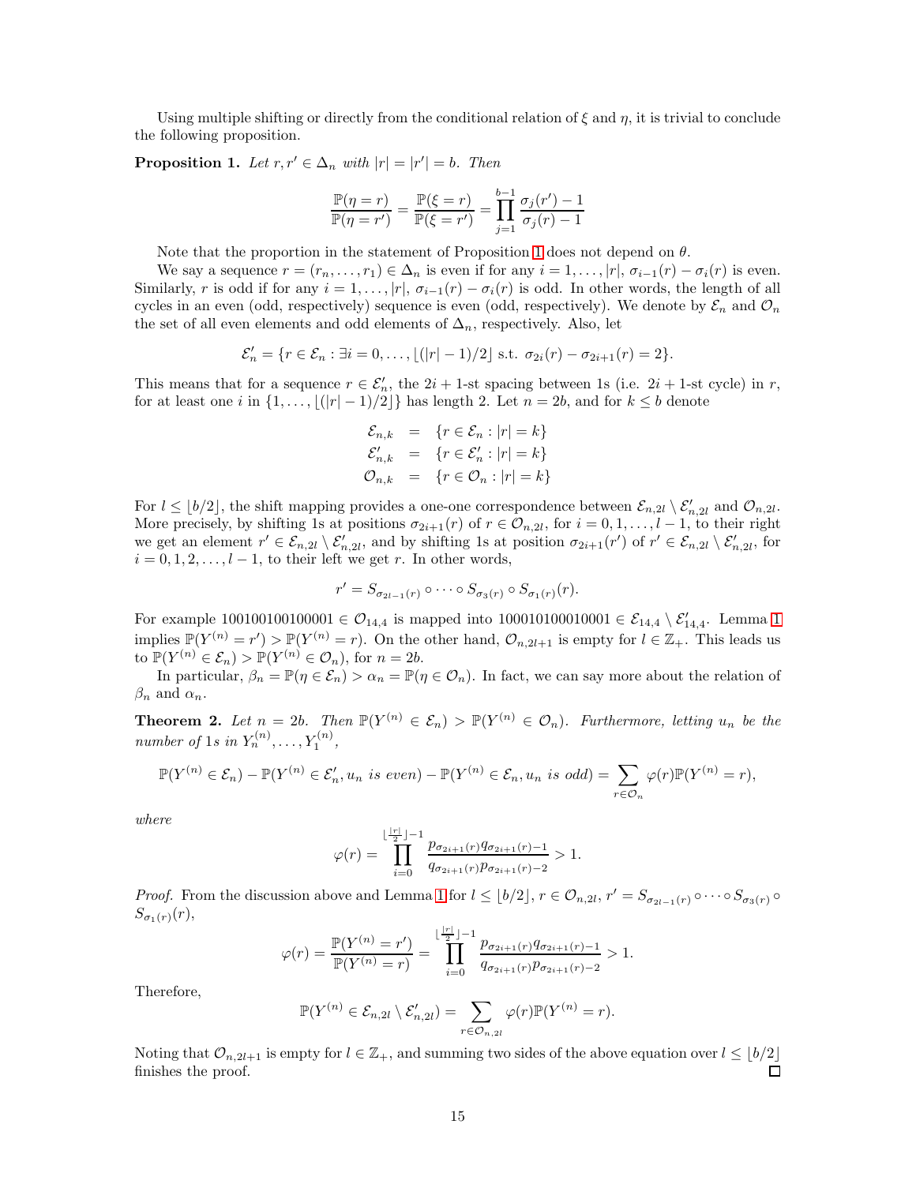Using multiple shifting or directly from the conditional relation of $\xi$ and $\eta$, it is trivial to conclude the following proposition.

**Proposition 1.** *Let $r, r' \in \Delta_n$ with $|r| = |r'| = b$. Then*

$$\frac{\mathbb{P}(\eta = r)}{\mathbb{P}(\eta = r')} = \frac{\mathbb{P}(\xi = r)}{\mathbb{P}(\xi = r')} = \prod_{j=1}^{b-1} \frac{\sigma_j(r') - 1}{\sigma_j(r) - 1}$$

Note that the proportion in the statement of Proposition 1 does not depend on $\theta$.

We say a sequence $r = (r_n, \ldots, r_1) \in \Delta_n$ is even if for any $i = 1, \ldots, |r|$, $\sigma_{i-1}(r) - \sigma_i(r)$ is even. Similarly, $r$ is odd if for any $i = 1, \ldots, |r|$, $\sigma_{i-1}(r) - \sigma_i(r)$ is odd. In other words, the length of all cycles in an even (odd, respectively) sequence is even (odd, respectively). We denote by $\mathcal{E}_n$ and $\mathcal{O}_n$ the set of all even elements and odd elements of $\Delta_n$, respectively. Also, let

$$\mathcal{E}'_n = \{r \in \mathcal{E}_n : \exists i = 0, \ldots, \lfloor (|r| - 1)/2 \rfloor \text{ s.t. } \sigma_{2i}(r) - \sigma_{2i+1}(r) = 2\}.$$

This means that for a sequence $r \in \mathcal{E}'_n$, the $2i+1$-st spacing between 1s (i.e. $2i+1$-st cycle) in $r$, for at least one $i$ in $\{1, \ldots, \lfloor (|r| - 1)/2 \rfloor\}$ has length 2. Let $n = 2b$, and for $k \le b$ denote

$$\begin{aligned}
\mathcal{E}_{n,k} &= \{r \in \mathcal{E}_n : |r| = k\} \\
\mathcal{E}'_{n,k} &= \{r \in \mathcal{E}'_n : |r| = k\} \\
\mathcal{O}_{n,k} &= \{r \in \mathcal{O}_n : |r| = k\}
\end{aligned}$$

For $l \le \lfloor b/2 \rfloor$, the shift mapping provides a one-one correspondence between $\mathcal{E}_{n,2l} \setminus \mathcal{E}'_{n,2l}$ and $\mathcal{O}_{n,2l}$. More precisely, by shifting 1s at positions $\sigma_{2i+1}(r)$ of $r \in \mathcal{O}_{n,2l}$, for $i = 0, 1, \ldots, l-1$, to their right we get an element $r' \in \mathcal{E}_{n,2l} \setminus \mathcal{E}'_{n,2l}$, and by shifting 1s at position $\sigma_{2i+1}(r')$ of $r' \in \mathcal{E}_{n,2l} \setminus \mathcal{E}'_{n,2l}$, for $i = 0, 1, 2, \ldots, l-1$, to their left we get $r$. In other words,

$$r' = S_{\sigma_{2l-1}(r)} \circ \cdots \circ S_{\sigma_3(r)} \circ S_{\sigma_1(r)}(r).$$

For example $100100100100001 \in \mathcal{O}_{14,4}$ is mapped into $100010100010001 \in \mathcal{E}_{14,4} \setminus \mathcal{E}'_{14,4}$. Lemma 1 implies $\mathbb{P}(Y^{(n)} = r') > \mathbb{P}(Y^{(n)} = r)$. On the other hand, $\mathcal{O}_{n,2l+1}$ is empty for $l \in \mathbb{Z}_+$. This leads us to $\mathbb{P}(Y^{(n)} \in \mathcal{E}_n) > \mathbb{P}(Y^{(n)} \in \mathcal{O}_n)$, for $n = 2b$.

In particular, $\beta_n = \mathbb{P}(\eta \in \mathcal{E}_n) > \alpha_n = \mathbb{P}(\eta \in \mathcal{O}_n)$. In fact, we can say more about the relation of $\beta_n$ and $\alpha_n$.

**Theorem 2.** *Let $n = 2b$. Then $\mathbb{P}(Y^{(n)} \in \mathcal{E}_n) > \mathbb{P}(Y^{(n)} \in \mathcal{O}_n)$. Furthermore, letting $u_n$ be the number of 1s in $Y_n^{(n)}, \ldots, Y_1^{(n)}$,*

$$\mathbb{P}(Y^{(n)} \in \mathcal{E}_n) - \mathbb{P}(Y^{(n)} \in \mathcal{E}'_n, u_n \text{ is even}) - \mathbb{P}(Y^{(n)} \in \mathcal{E}_n, u_n \text{ is odd}) = \sum_{r \in \mathcal{O}_n} \varphi(r) \mathbb{P}(Y^{(n)} = r),$$

*where*

$$\varphi(r) = \prod_{i=0}^{\lfloor \frac{|r|}{2} \rfloor - 1} \frac{p_{\sigma_{2i+1}(r)} q_{\sigma_{2i+1}(r)-1}}{q_{\sigma_{2i+1}(r)} p_{\sigma_{2i+1}(r)-2}} > 1.$$

*Proof.* From the discussion above and Lemma 1 for $l \le \lfloor b/2 \rfloor$, $r \in \mathcal{O}_{n,2l}$, $r' = S_{\sigma_{2l-1}(r)} \circ \cdots \circ S_{\sigma_3(r)} \circ S_{\sigma_1(r)}(r)$,

$$\varphi(r) = \frac{\mathbb{P}(Y^{(n)} = r')}{\mathbb{P}(Y^{(n)} = r)} = \prod_{i=0}^{\lfloor \frac{|r|}{2} \rfloor - 1} \frac{p_{\sigma_{2i+1}(r)} q_{\sigma_{2i+1}(r)-1}}{q_{\sigma_{2i+1}(r)} p_{\sigma_{2i+1}(r)-2}} > 1.$$

Therefore,

$$\mathbb{P}(Y^{(n)} \in \mathcal{E}_{n,2l} \setminus \mathcal{E}'_{n,2l}) = \sum_{r \in \mathcal{O}_{n,2l}} \varphi(r) \mathbb{P}(Y^{(n)} = r).$$

Noting that $\mathcal{O}_{n,2l+1}$ is empty for $l \in \mathbb{Z}_+$, and summing two sides of the above equation over $l \le \lfloor b/2 \rfloor$ finishes the proof. $\square$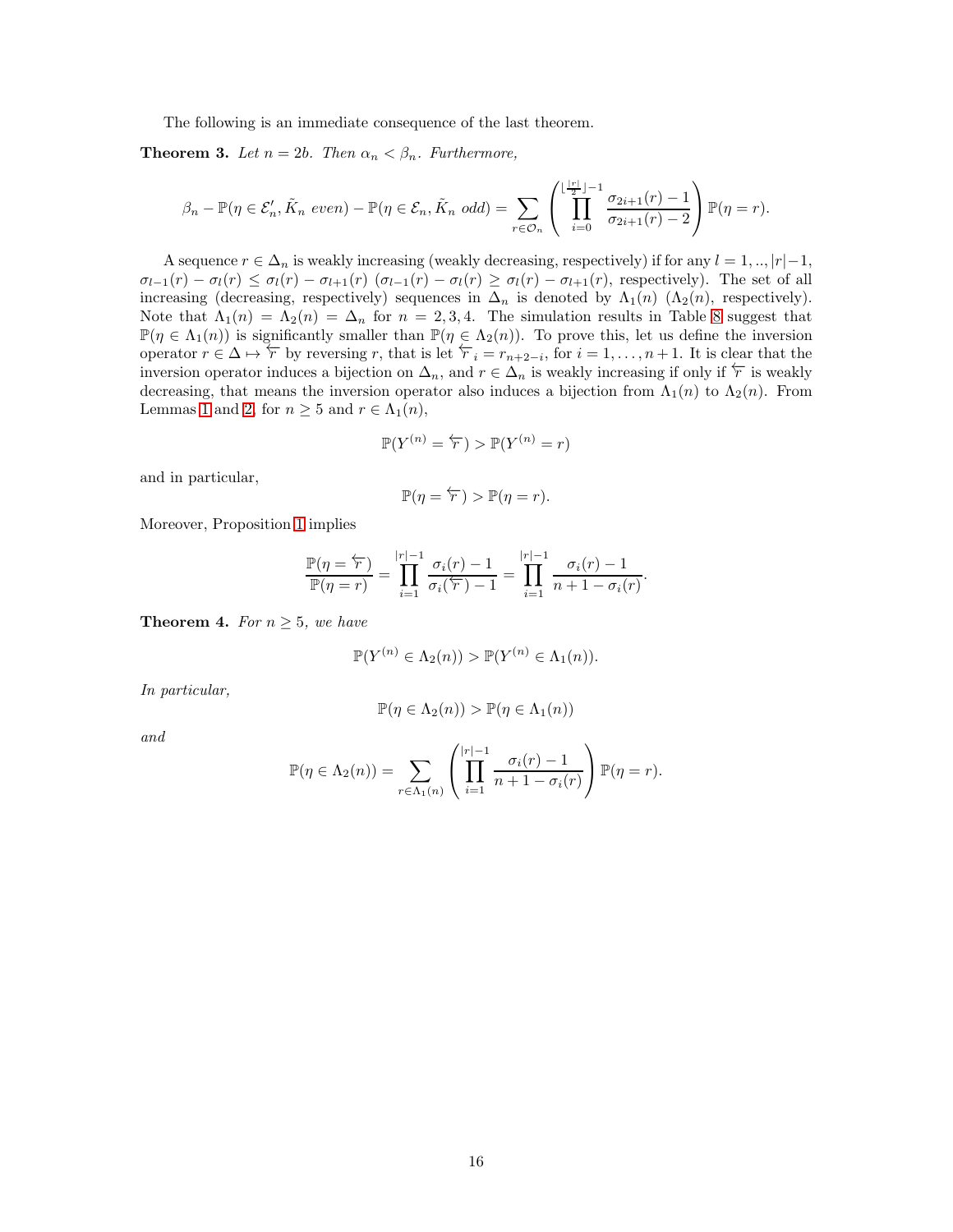The following is an immediate consequence of the last theorem.

**Theorem 3.** *Let $n = 2b$. Then $\alpha_n < \beta_n$. Furthermore,*

$$\beta_n - \mathbb{P}(\eta \in \mathcal{E}'_n, \tilde{K}_n \text{ even}) - \mathbb{P}(\eta \in \mathcal{E}_n, \tilde{K}_n \text{ odd}) = \sum_{r \in \mathcal{O}_n} \left( \prod_{i=0}^{\lfloor \frac{|r|}{2} \rfloor - 1} \frac{\sigma_{2i+1}(r) - 1}{\sigma_{2i+1}(r) - 2} \right) \mathbb{P}(\eta = r).$$

A sequence $r \in \Delta_n$ is weakly increasing (weakly decreasing, respectively) if for any $l = 1, .., |r|-1$, $\sigma_{l-1}(r) - \sigma_l(r) \leq \sigma_l(r) - \sigma_{l+1}(r)$ ($\sigma_{l-1}(r) - \sigma_l(r) \geq \sigma_l(r) - \sigma_{l+1}(r)$, respectively). The set of all increasing (decreasing, respectively) sequences in $\Delta_n$ is denoted by $\Lambda_1(n)$ ($\Lambda_2(n)$, respectively). Note that $\Lambda_1(n) = \Lambda_2(n) = \Delta_n$ for $n = 2, 3, 4$. The simulation results in Table 8 suggest that $\mathbb{P}(\eta \in \Lambda_1(n))$ is significantly smaller than $\mathbb{P}(\eta \in \Lambda_2(n))$. To prove this, let us define the inversion operator $r \in \Delta \mapsto \overleftarrow{r}$ by reversing $r$, that is let $\overleftarrow{r}_i = r_{n+2-i}$, for $i = 1, \ldots, n+1$. It is clear that the inversion operator induces a bijection on $\Delta_n$, and $r \in \Delta_n$ is weakly increasing if only if $\overleftarrow{r}$ is weakly decreasing, that means the inversion operator also induces a bijection from $\Lambda_1(n)$ to $\Lambda_2(n)$. From Lemmas 1 and 2, for $n \geq 5$ and $r \in \Lambda_1(n)$,

$$\mathbb{P}(Y^{(n)} = \overleftarrow{r}) > \mathbb{P}(Y^{(n)} = r)$$

and in particular,

$$\mathbb{P}(\eta = \overleftarrow{r}) > \mathbb{P}(\eta = r).$$

Moreover, Proposition 1 implies

$$\frac{\mathbb{P}(\eta = \overleftarrow{r})}{\mathbb{P}(\eta = r)} = \prod_{i=1}^{|r|-1} \frac{\sigma_i(r) - 1}{\sigma_i(\overleftarrow{r}) - 1} = \prod_{i=1}^{|r|-1} \frac{\sigma_i(r) - 1}{n + 1 - \sigma_i(r)}.$$

**Theorem 4.** *For $n \geq 5$, we have*

$$\mathbb{P}(Y^{(n)} \in \Lambda_2(n)) > \mathbb{P}(Y^{(n)} \in \Lambda_1(n)).$$

*In particular,*

$$\mathbb{P}(\eta \in \Lambda_2(n)) > \mathbb{P}(\eta \in \Lambda_1(n))$$

*and*

$$\mathbb{P}(\eta \in \Lambda_2(n)) = \sum_{r \in \Lambda_1(n)} \left( \prod_{i=1}^{|r|-1} \frac{\sigma_i(r) - 1}{n + 1 - \sigma_i(r)} \right) \mathbb{P}(\eta = r).$$